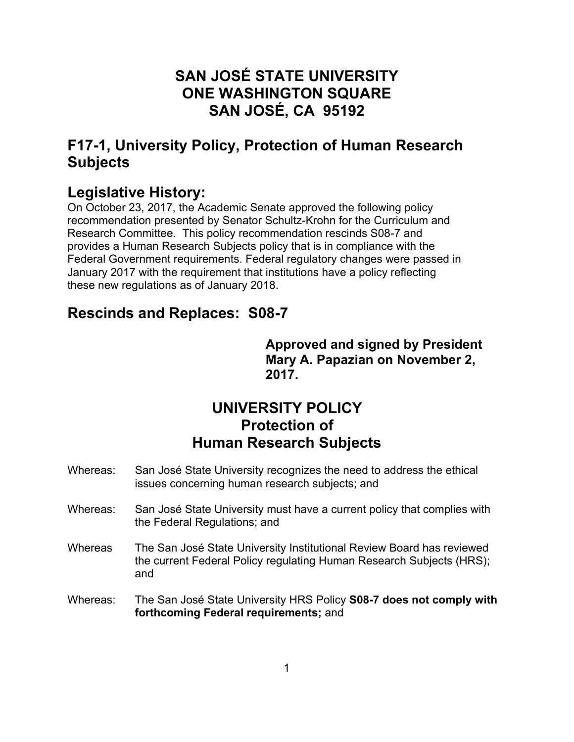# SAN JOSÉ STATE UNIVERSITY
# ONE WASHINGTON SQUARE
# SAN JOSÉ, CA 95192

## F17-1, University Policy, Protection of Human Research Subjects

## Legislative History:

On October 23, 2017, the Academic Senate approved the following policy recommendation presented by Senator Schultz-Krohn for the Curriculum and Research Committee. This policy recommendation rescinds S08-7 and provides a Human Research Subjects policy that is in compliance with the Federal Government requirements. Federal regulatory changes were passed in January 2017 with the requirement that institutions have a policy reflecting these new regulations as of January 2018.

## Rescinds and Replaces: S08-7

**Approved and signed by President Mary A. Papazian on November 2, 2017.**

# UNIVERSITY POLICY
# Protection of Human Research Subjects

Whereas: San José State University recognizes the need to address the ethical issues concerning human research subjects; and

Whereas: San José State University must have a current policy that complies with the Federal Regulations; and

Whereas The San José State University Institutional Review Board has reviewed the current Federal Policy regulating Human Research Subjects (HRS); and

Whereas: The San José State University HRS Policy **S08-7 does not comply with forthcoming Federal requirements;** and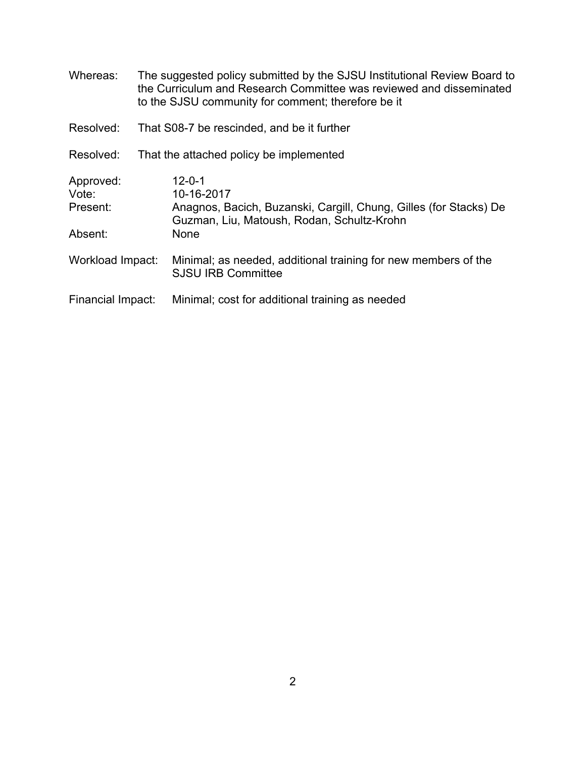Whereas: The suggested policy submitted by the SJSU Institutional Review Board to the Curriculum and Research Committee was reviewed and disseminated to the SJSU community for comment; therefore be it

Resolved: That S08-7 be rescinded, and be it further

Resolved: That the attached policy be implemented

Approved: 12-0-1
Vote: 10-16-2017
Present: Anagnos, Bacich, Buzanski, Cargill, Chung, Gilles (for Stacks) De Guzman, Liu, Matoush, Rodan, Schultz-Krohn
Absent: None

Workload Impact: Minimal; as needed, additional training for new members of the SJSU IRB Committee

Financial Impact: Minimal; cost for additional training as needed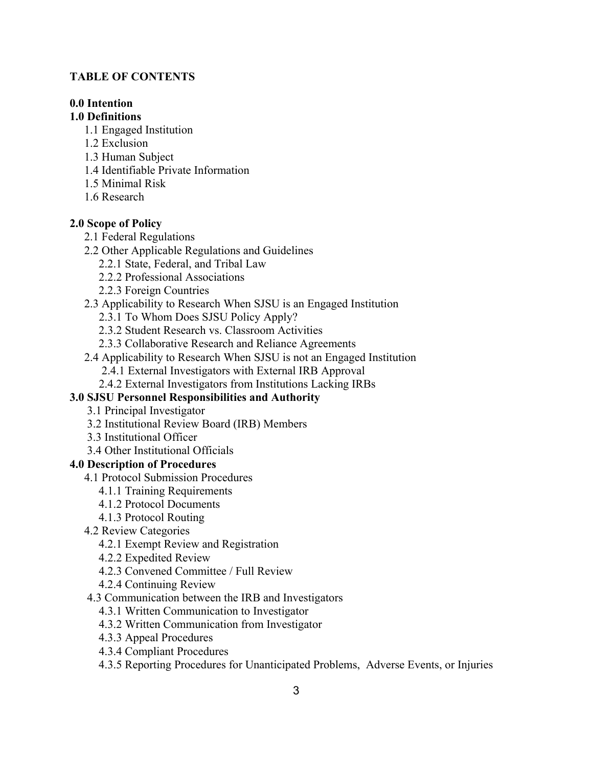**TABLE OF CONTENTS**

**0.0 Intention**

**1.0 Definitions**

- 1.1 Engaged Institution
- 1.2 Exclusion
- 1.3 Human Subject
- 1.4 Identifiable Private Information
- 1.5 Minimal Risk
- 1.6 Research

**2.0 Scope of Policy**

- 2.1 Federal Regulations
- 2.2 Other Applicable Regulations and Guidelines
  - 2.2.1 State, Federal, and Tribal Law
  - 2.2.2 Professional Associations
  - 2.2.3 Foreign Countries
- 2.3 Applicability to Research When SJSU is an Engaged Institution
  - 2.3.1 To Whom Does SJSU Policy Apply?
  - 2.3.2 Student Research vs. Classroom Activities
  - 2.3.3 Collaborative Research and Reliance Agreements
- 2.4 Applicability to Research When SJSU is not an Engaged Institution
  - 2.4.1 External Investigators with External IRB Approval
  - 2.4.2 External Investigators from Institutions Lacking IRBs

**3.0 SJSU Personnel Responsibilities and Authority**

- 3.1 Principal Investigator
- 3.2 Institutional Review Board (IRB) Members
- 3.3 Institutional Officer
- 3.4 Other Institutional Officials

**4.0 Description of Procedures**

- 4.1 Protocol Submission Procedures
  - 4.1.1 Training Requirements
  - 4.1.2 Protocol Documents
  - 4.1.3 Protocol Routing
- 4.2 Review Categories
  - 4.2.1 Exempt Review and Registration
  - 4.2.2 Expedited Review
  - 4.2.3 Convened Committee / Full Review
  - 4.2.4 Continuing Review
- 4.3 Communication between the IRB and Investigators
  - 4.3.1 Written Communication to Investigator
  - 4.3.2 Written Communication from Investigator
  - 4.3.3 Appeal Procedures
  - 4.3.4 Compliant Procedures
  - 4.3.5 Reporting Procedures for Unanticipated Problems, Adverse Events, or Injuries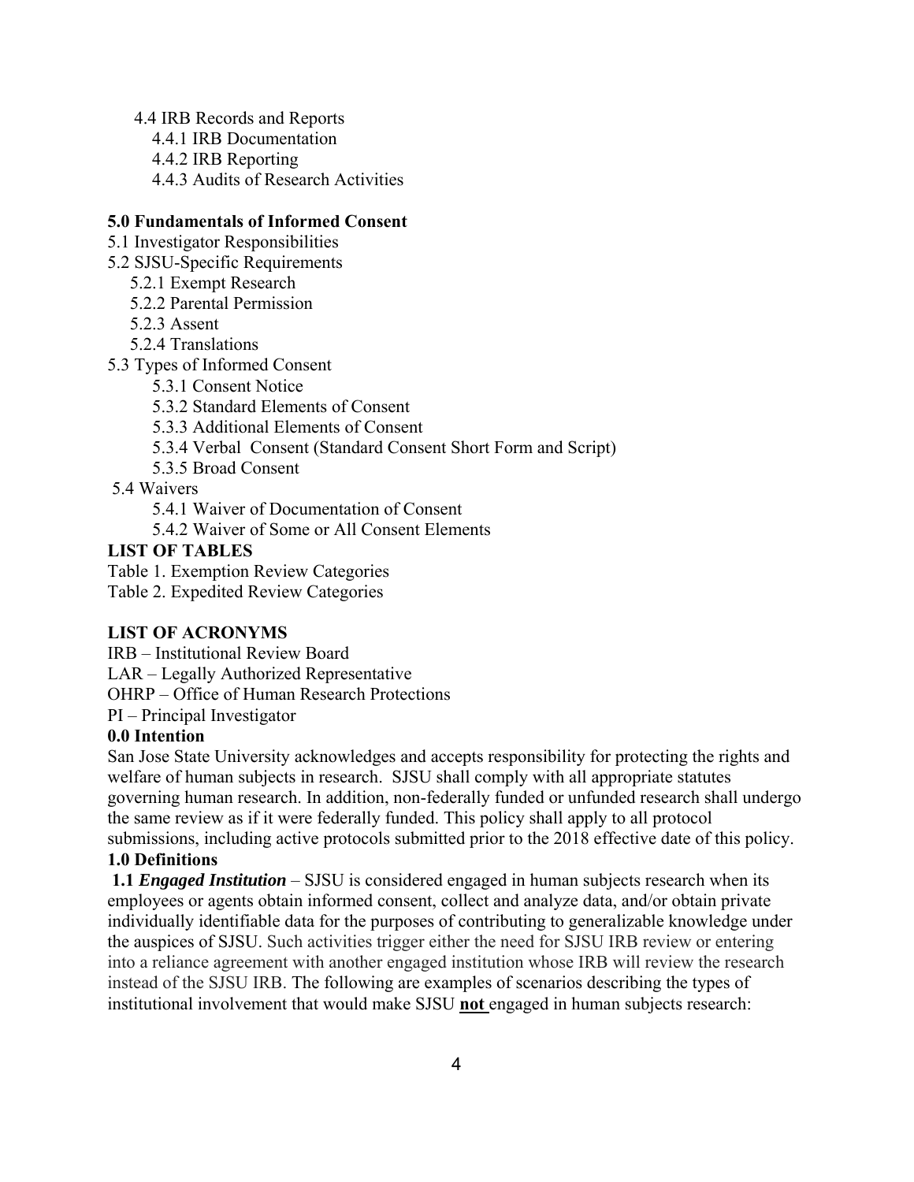4.4 IRB Records and Reports
- 4.4.1 IRB Documentation
- 4.4.2 IRB Reporting
- 4.4.3 Audits of Research Activities

**5.0 Fundamentals of Informed Consent**

5.1 Investigator Responsibilities

5.2 SJSU-Specific Requirements
- 5.2.1 Exempt Research
- 5.2.2 Parental Permission
- 5.2.3 Assent
- 5.2.4 Translations

5.3 Types of Informed Consent
- 5.3.1 Consent Notice
- 5.3.2 Standard Elements of Consent
- 5.3.3 Additional Elements of Consent
- 5.3.4 Verbal Consent (Standard Consent Short Form and Script)
- 5.3.5 Broad Consent

5.4 Waivers
- 5.4.1 Waiver of Documentation of Consent
- 5.4.2 Waiver of Some or All Consent Elements

**LIST OF TABLES**

Table 1. Exemption Review Categories

Table 2. Expedited Review Categories

**LIST OF ACRONYMS**

IRB – Institutional Review Board

LAR – Legally Authorized Representative

OHRP – Office of Human Research Protections

PI – Principal Investigator

## 0.0 Intention

San Jose State University acknowledges and accepts responsibility for protecting the rights and welfare of human subjects in research. SJSU shall comply with all appropriate statutes governing human research. In addition, non-federally funded or unfunded research shall undergo the same review as if it were federally funded. This policy shall apply to all protocol submissions, including active protocols submitted prior to the 2018 effective date of this policy.

## 1.0 Definitions

**1.1** ***Engaged Institution*** – SJSU is considered engaged in human subjects research when its employees or agents obtain informed consent, collect and analyze data, and/or obtain private individually identifiable data for the purposes of contributing to generalizable knowledge under the auspices of SJSU. Such activities trigger either the need for SJSU IRB review or entering into a reliance agreement with another engaged institution whose IRB will review the research instead of the SJSU IRB. The following are examples of scenarios describing the types of institutional involvement that would make SJSU **not** engaged in human subjects research: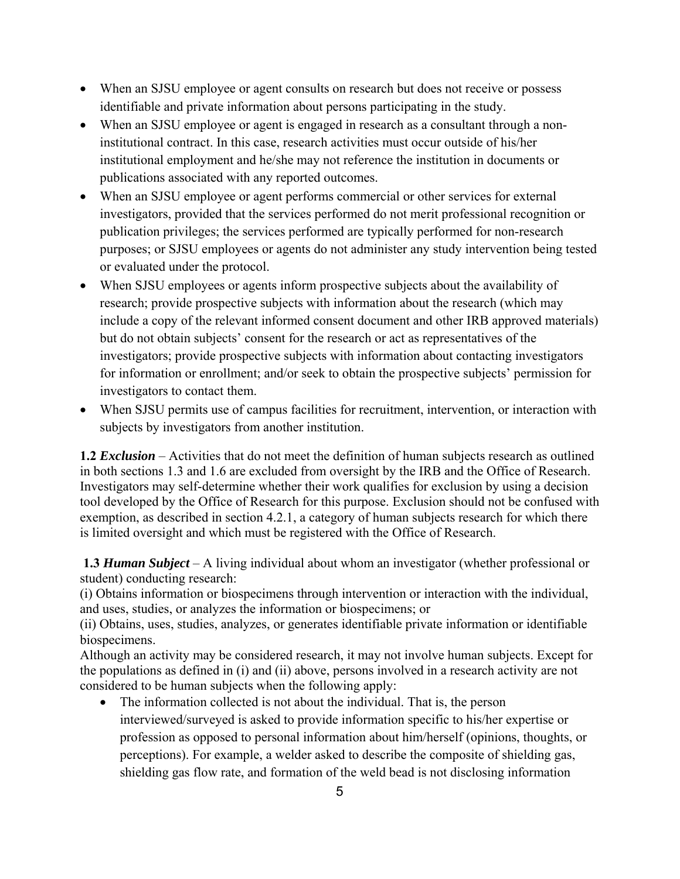- When an SJSU employee or agent consults on research but does not receive or possess identifiable and private information about persons participating in the study.
- When an SJSU employee or agent is engaged in research as a consultant through a non-institutional contract. In this case, research activities must occur outside of his/her institutional employment and he/she may not reference the institution in documents or publications associated with any reported outcomes.
- When an SJSU employee or agent performs commercial or other services for external investigators, provided that the services performed do not merit professional recognition or publication privileges; the services performed are typically performed for non-research purposes; or SJSU employees or agents do not administer any study intervention being tested or evaluated under the protocol.
- When SJSU employees or agents inform prospective subjects about the availability of research; provide prospective subjects with information about the research (which may include a copy of the relevant informed consent document and other IRB approved materials) but do not obtain subjects' consent for the research or act as representatives of the investigators; provide prospective subjects with information about contacting investigators for information or enrollment; and/or seek to obtain the prospective subjects' permission for investigators to contact them.
- When SJSU permits use of campus facilities for recruitment, intervention, or interaction with subjects by investigators from another institution.

**1.2** ***Exclusion*** – Activities that do not meet the definition of human subjects research as outlined in both sections 1.3 and 1.6 are excluded from oversight by the IRB and the Office of Research. Investigators may self-determine whether their work qualifies for exclusion by using a decision tool developed by the Office of Research for this purpose. Exclusion should not be confused with exemption, as described in section 4.2.1, a category of human subjects research for which there is limited oversight and which must be registered with the Office of Research.

**1.3** ***Human Subject*** – A living individual about whom an investigator (whether professional or student) conducting research:

(i) Obtains information or biospecimens through intervention or interaction with the individual, and uses, studies, or analyzes the information or biospecimens; or

(ii) Obtains, uses, studies, analyzes, or generates identifiable private information or identifiable biospecimens.

Although an activity may be considered research, it may not involve human subjects. Except for the populations as defined in (i) and (ii) above, persons involved in a research activity are not considered to be human subjects when the following apply:

- The information collected is not about the individual. That is, the person interviewed/surveyed is asked to provide information specific to his/her expertise or profession as opposed to personal information about him/herself (opinions, thoughts, or perceptions). For example, a welder asked to describe the composite of shielding gas, shielding gas flow rate, and formation of the weld bead is not disclosing information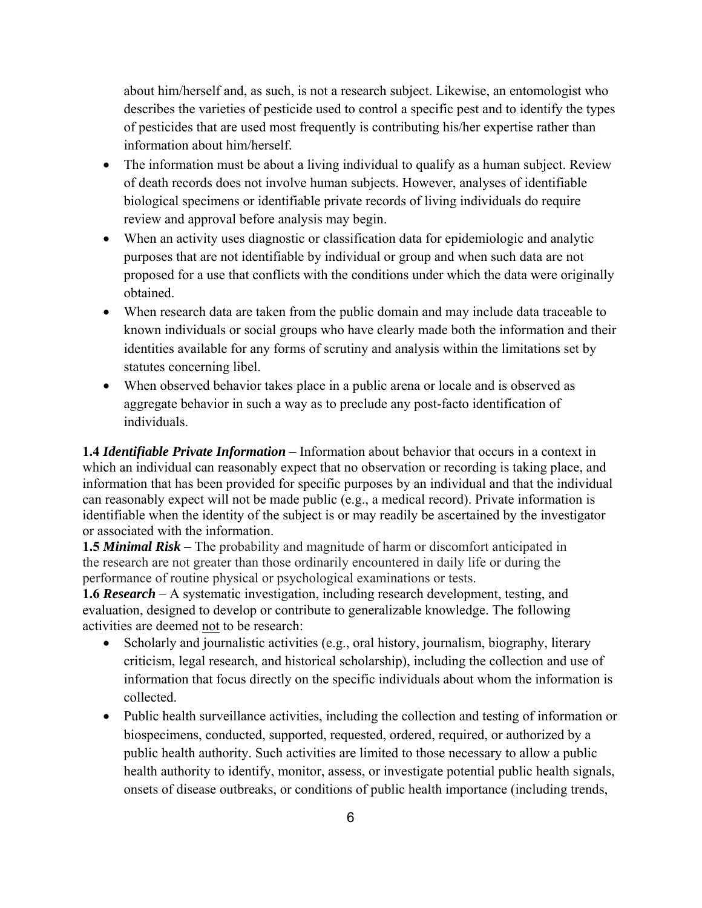about him/herself and, as such, is not a research subject. Likewise, an entomologist who describes the varieties of pesticide used to control a specific pest and to identify the types of pesticides that are used most frequently is contributing his/her expertise rather than information about him/herself.

- The information must be about a living individual to qualify as a human subject. Review of death records does not involve human subjects. However, analyses of identifiable biological specimens or identifiable private records of living individuals do require review and approval before analysis may begin.
- When an activity uses diagnostic or classification data for epidemiologic and analytic purposes that are not identifiable by individual or group and when such data are not proposed for a use that conflicts with the conditions under which the data were originally obtained.
- When research data are taken from the public domain and may include data traceable to known individuals or social groups who have clearly made both the information and their identities available for any forms of scrutiny and analysis within the limitations set by statutes concerning libel.
- When observed behavior takes place in a public arena or locale and is observed as aggregate behavior in such a way as to preclude any post-facto identification of individuals.

**1.4 *Identifiable Private Information*** – Information about behavior that occurs in a context in which an individual can reasonably expect that no observation or recording is taking place, and information that has been provided for specific purposes by an individual and that the individual can reasonably expect will not be made public (e.g., a medical record). Private information is identifiable when the identity of the subject is or may readily be ascertained by the investigator or associated with the information.

**1.5 *Minimal Risk*** – The probability and magnitude of harm or discomfort anticipated in the research are not greater than those ordinarily encountered in daily life or during the performance of routine physical or psychological examinations or tests.

**1.6 *Research*** – A systematic investigation, including research development, testing, and evaluation, designed to develop or contribute to generalizable knowledge. The following activities are deemed <u>not</u> to be research:

- Scholarly and journalistic activities (e.g., oral history, journalism, biography, literary criticism, legal research, and historical scholarship), including the collection and use of information that focus directly on the specific individuals about whom the information is collected.
- Public health surveillance activities, including the collection and testing of information or biospecimens, conducted, supported, requested, ordered, required, or authorized by a public health authority. Such activities are limited to those necessary to allow a public health authority to identify, monitor, assess, or investigate potential public health signals, onsets of disease outbreaks, or conditions of public health importance (including trends,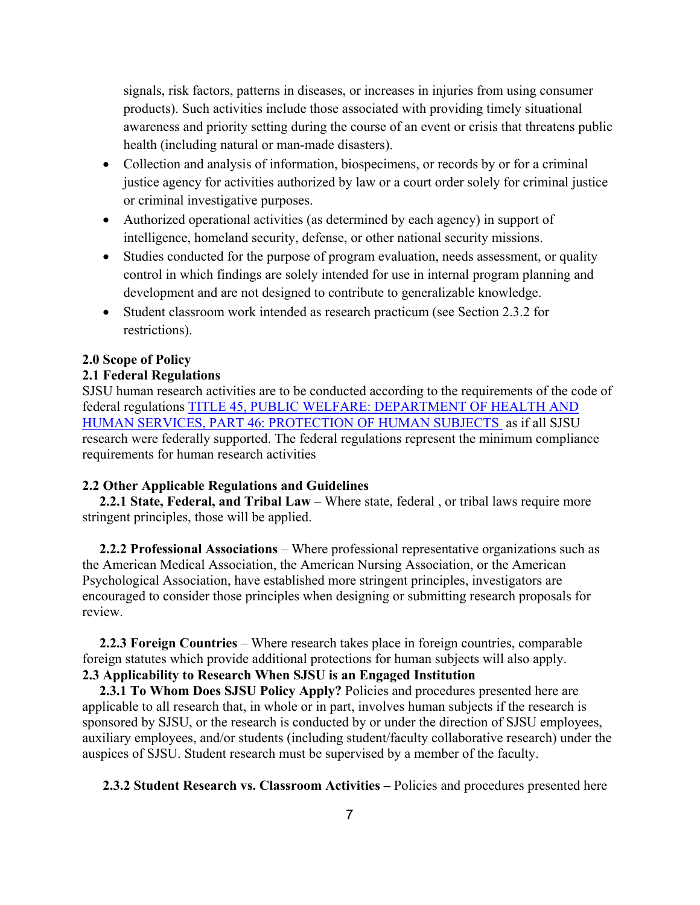signals, risk factors, patterns in diseases, or increases in injuries from using consumer products). Such activities include those associated with providing timely situational awareness and priority setting during the course of an event or crisis that threatens public health (including natural or man-made disasters).

- Collection and analysis of information, biospecimens, or records by or for a criminal justice agency for activities authorized by law or a court order solely for criminal justice or criminal investigative purposes.
- Authorized operational activities (as determined by each agency) in support of intelligence, homeland security, defense, or other national security missions.
- Studies conducted for the purpose of program evaluation, needs assessment, or quality control in which findings are solely intended for use in internal program planning and development and are not designed to contribute to generalizable knowledge.
- Student classroom work intended as research practicum (see Section 2.3.2 for restrictions).

## 2.0 Scope of Policy

### 2.1 Federal Regulations

SJSU human research activities are to be conducted according to the requirements of the code of federal regulations [TITLE 45, PUBLIC WELFARE: DEPARTMENT OF HEALTH AND HUMAN SERVICES, PART 46: PROTECTION OF HUMAN SUBJECTS](#) as if all SJSU research were federally supported. The federal regulations represent the minimum compliance requirements for human research activities

### 2.2 Other Applicable Regulations and Guidelines

**2.2.1 State, Federal, and Tribal Law** – Where state, federal , or tribal laws require more stringent principles, those will be applied.

**2.2.2 Professional Associations** – Where professional representative organizations such as the American Medical Association, the American Nursing Association, or the American Psychological Association, have established more stringent principles, investigators are encouraged to consider those principles when designing or submitting research proposals for review.

**2.2.3 Foreign Countries** – Where research takes place in foreign countries, comparable foreign statutes which provide additional protections for human subjects will also apply.

### 2.3 Applicability to Research When SJSU is an Engaged Institution

**2.3.1 To Whom Does SJSU Policy Apply?** Policies and procedures presented here are applicable to all research that, in whole or in part, involves human subjects if the research is sponsored by SJSU, or the research is conducted by or under the direction of SJSU employees, auxiliary employees, and/or students (including student/faculty collaborative research) under the auspices of SJSU. Student research must be supervised by a member of the faculty.

**2.3.2 Student Research vs. Classroom Activities –** Policies and procedures presented here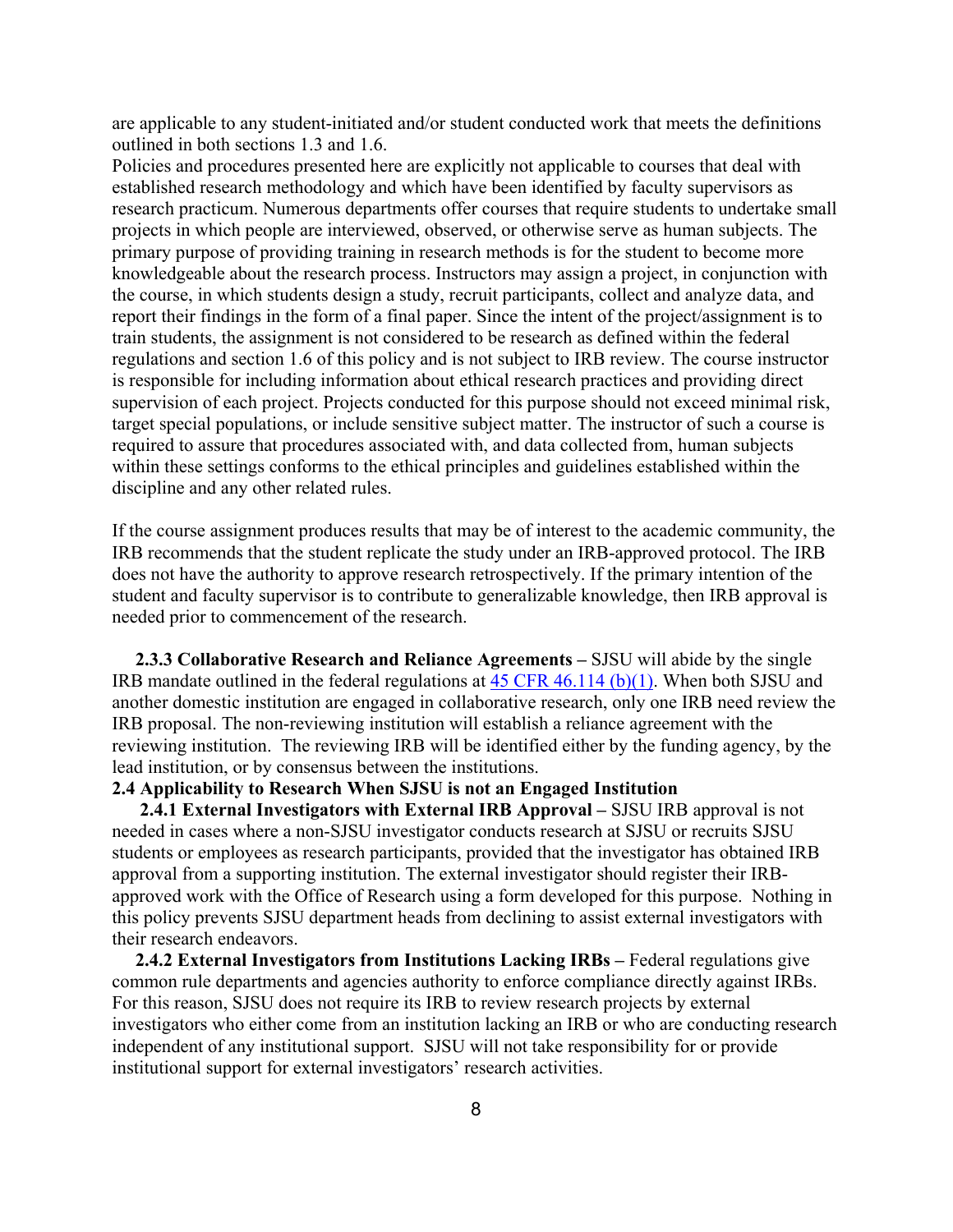are applicable to any student-initiated and/or student conducted work that meets the definitions outlined in both sections 1.3 and 1.6.

Policies and procedures presented here are explicitly not applicable to courses that deal with established research methodology and which have been identified by faculty supervisors as research practicum. Numerous departments offer courses that require students to undertake small projects in which people are interviewed, observed, or otherwise serve as human subjects. The primary purpose of providing training in research methods is for the student to become more knowledgeable about the research process. Instructors may assign a project, in conjunction with the course, in which students design a study, recruit participants, collect and analyze data, and report their findings in the form of a final paper. Since the intent of the project/assignment is to train students, the assignment is not considered to be research as defined within the federal regulations and section 1.6 of this policy and is not subject to IRB review. The course instructor is responsible for including information about ethical research practices and providing direct supervision of each project. Projects conducted for this purpose should not exceed minimal risk, target special populations, or include sensitive subject matter. The instructor of such a course is required to assure that procedures associated with, and data collected from, human subjects within these settings conforms to the ethical principles and guidelines established within the discipline and any other related rules.

If the course assignment produces results that may be of interest to the academic community, the IRB recommends that the student replicate the study under an IRB-approved protocol. The IRB does not have the authority to approve research retrospectively. If the primary intention of the student and faculty supervisor is to contribute to generalizable knowledge, then IRB approval is needed prior to commencement of the research.

**2.3.3 Collaborative Research and Reliance Agreements –** SJSU will abide by the single IRB mandate outlined in the federal regulations at 45 CFR 46.114 (b)(1). When both SJSU and another domestic institution are engaged in collaborative research, only one IRB need review the IRB proposal. The non-reviewing institution will establish a reliance agreement with the reviewing institution. The reviewing IRB will be identified either by the funding agency, by the lead institution, or by consensus between the institutions.

### 2.4 Applicability to Research When SJSU is not an Engaged Institution

**2.4.1 External Investigators with External IRB Approval –** SJSU IRB approval is not needed in cases where a non-SJSU investigator conducts research at SJSU or recruits SJSU students or employees as research participants, provided that the investigator has obtained IRB approval from a supporting institution. The external investigator should register their IRB-approved work with the Office of Research using a form developed for this purpose. Nothing in this policy prevents SJSU department heads from declining to assist external investigators with their research endeavors.

**2.4.2 External Investigators from Institutions Lacking IRBs –** Federal regulations give common rule departments and agencies authority to enforce compliance directly against IRBs. For this reason, SJSU does not require its IRB to review research projects by external investigators who either come from an institution lacking an IRB or who are conducting research independent of any institutional support. SJSU will not take responsibility for or provide institutional support for external investigators' research activities.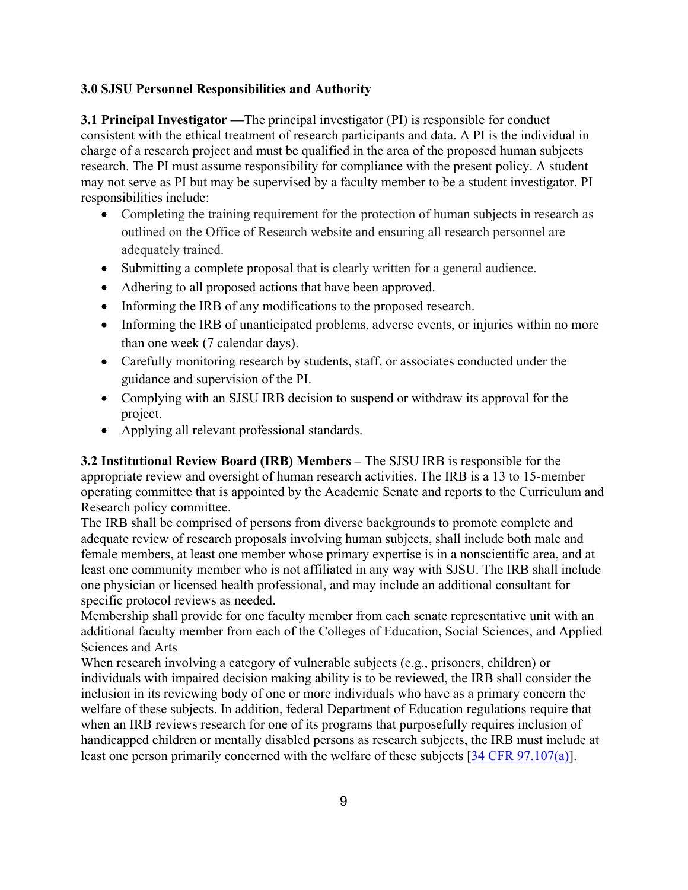**3.0 SJSU Personnel Responsibilities and Authority**

**3.1 Principal Investigator —**The principal investigator (PI) is responsible for conduct consistent with the ethical treatment of research participants and data. A PI is the individual in charge of a research project and must be qualified in the area of the proposed human subjects research. The PI must assume responsibility for compliance with the present policy. A student may not serve as PI but may be supervised by a faculty member to be a student investigator. PI responsibilities include:

- Completing the training requirement for the protection of human subjects in research as outlined on the Office of Research website and ensuring all research personnel are adequately trained.
- Submitting a complete proposal that is clearly written for a general audience.
- Adhering to all proposed actions that have been approved.
- Informing the IRB of any modifications to the proposed research.
- Informing the IRB of unanticipated problems, adverse events, or injuries within no more than one week (7 calendar days).
- Carefully monitoring research by students, staff, or associates conducted under the guidance and supervision of the PI.
- Complying with an SJSU IRB decision to suspend or withdraw its approval for the project.
- Applying all relevant professional standards.

**3.2 Institutional Review Board (IRB) Members –** The SJSU IRB is responsible for the appropriate review and oversight of human research activities. The IRB is a 13 to 15-member operating committee that is appointed by the Academic Senate and reports to the Curriculum and Research policy committee.

The IRB shall be comprised of persons from diverse backgrounds to promote complete and adequate review of research proposals involving human subjects, shall include both male and female members, at least one member whose primary expertise is in a nonscientific area, and at least one community member who is not affiliated in any way with SJSU. The IRB shall include one physician or licensed health professional, and may include an additional consultant for specific protocol reviews as needed.

Membership shall provide for one faculty member from each senate representative unit with an additional faculty member from each of the Colleges of Education, Social Sciences, and Applied Sciences and Arts

When research involving a category of vulnerable subjects (e.g., prisoners, children) or individuals with impaired decision making ability is to be reviewed, the IRB shall consider the inclusion in its reviewing body of one or more individuals who have as a primary concern the welfare of these subjects. In addition, federal Department of Education regulations require that when an IRB reviews research for one of its programs that purposefully requires inclusion of handicapped children or mentally disabled persons as research subjects, the IRB must include at least one person primarily concerned with the welfare of these subjects [34 CFR 97.107(a)].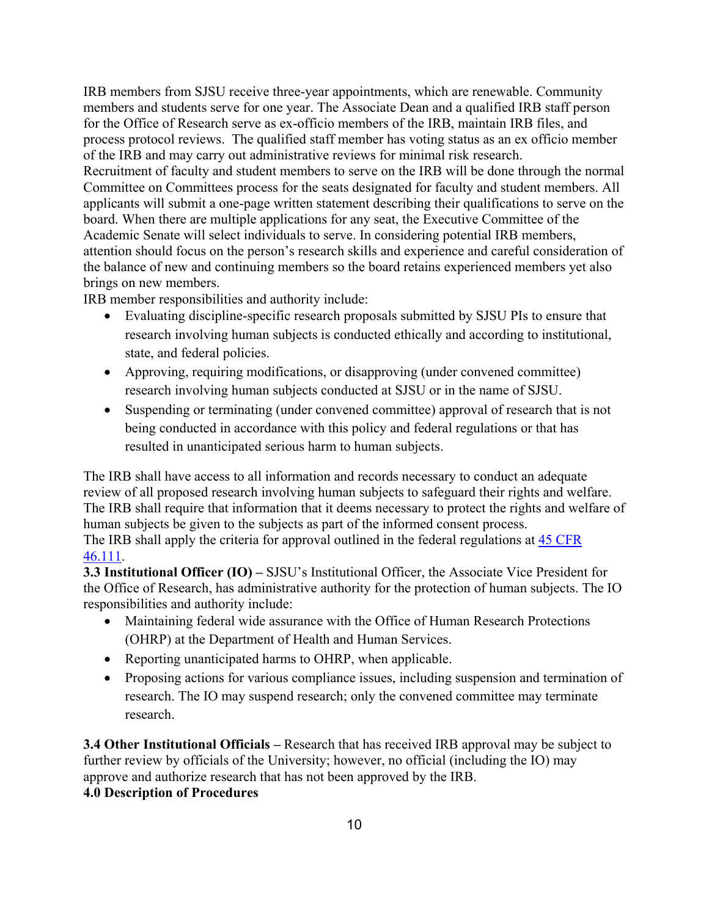IRB members from SJSU receive three-year appointments, which are renewable. Community members and students serve for one year. The Associate Dean and a qualified IRB staff person for the Office of Research serve as ex-officio members of the IRB, maintain IRB files, and process protocol reviews. The qualified staff member has voting status as an ex officio member of the IRB and may carry out administrative reviews for minimal risk research.

Recruitment of faculty and student members to serve on the IRB will be done through the normal Committee on Committees process for the seats designated for faculty and student members. All applicants will submit a one-page written statement describing their qualifications to serve on the board. When there are multiple applications for any seat, the Executive Committee of the Academic Senate will select individuals to serve. In considering potential IRB members, attention should focus on the person's research skills and experience and careful consideration of the balance of new and continuing members so the board retains experienced members yet also brings on new members.

IRB member responsibilities and authority include:

- Evaluating discipline-specific research proposals submitted by SJSU PIs to ensure that research involving human subjects is conducted ethically and according to institutional, state, and federal policies.
- Approving, requiring modifications, or disapproving (under convened committee) research involving human subjects conducted at SJSU or in the name of SJSU.
- Suspending or terminating (under convened committee) approval of research that is not being conducted in accordance with this policy and federal regulations or that has resulted in unanticipated serious harm to human subjects.

The IRB shall have access to all information and records necessary to conduct an adequate review of all proposed research involving human subjects to safeguard their rights and welfare. The IRB shall require that information that it deems necessary to protect the rights and welfare of human subjects be given to the subjects as part of the informed consent process.

The IRB shall apply the criteria for approval outlined in the federal regulations at 45 CFR 46.111.

**3.3 Institutional Officer (IO) –** SJSU's Institutional Officer, the Associate Vice President for the Office of Research, has administrative authority for the protection of human subjects. The IO responsibilities and authority include:

- Maintaining federal wide assurance with the Office of Human Research Protections (OHRP) at the Department of Health and Human Services.
- Reporting unanticipated harms to OHRP, when applicable.
- Proposing actions for various compliance issues, including suspension and termination of research. The IO may suspend research; only the convened committee may terminate research.

**3.4 Other Institutional Officials –** Research that has received IRB approval may be subject to further review by officials of the University; however, no official (including the IO) may approve and authorize research that has not been approved by the IRB.

**4.0 Description of Procedures**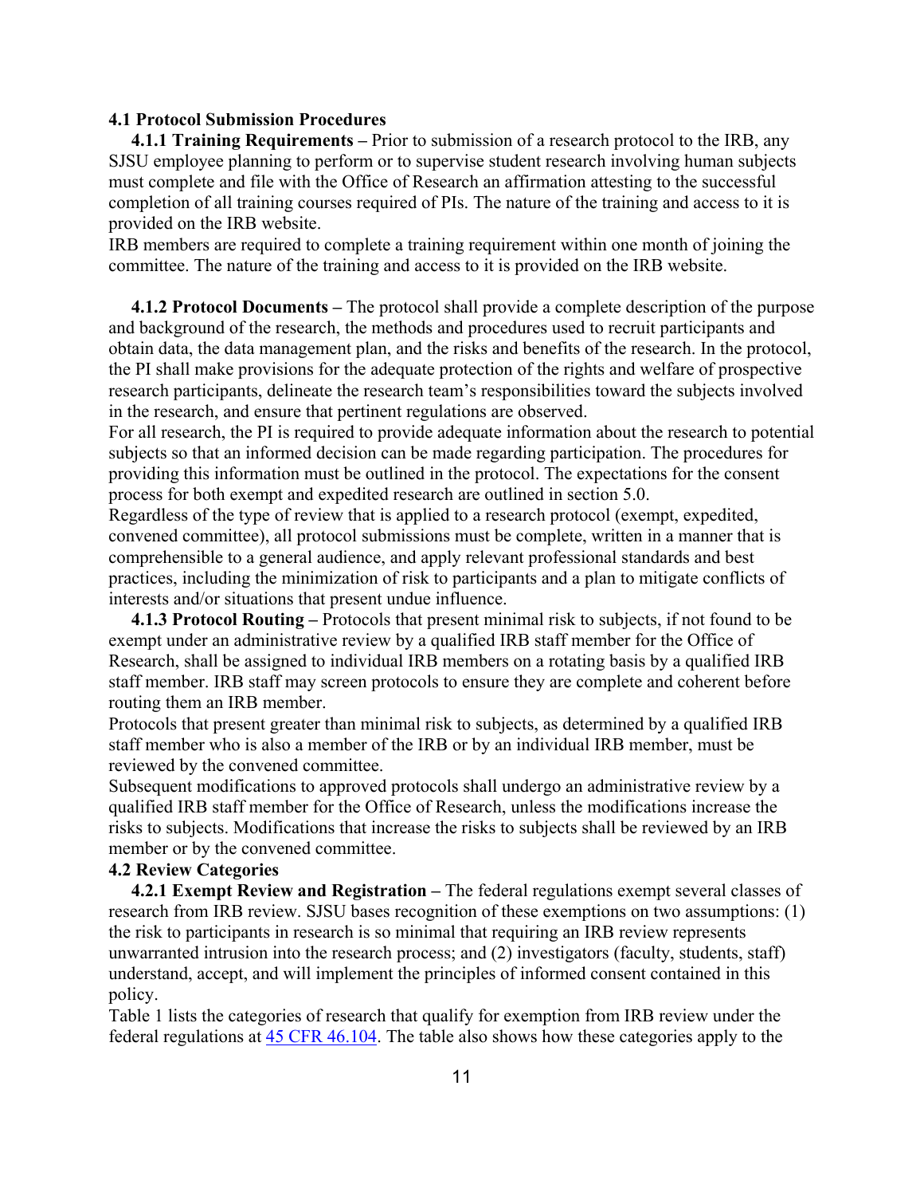### 4.1 Protocol Submission Procedures

**4.1.1 Training Requirements –** Prior to submission of a research protocol to the IRB, any SJSU employee planning to perform or to supervise student research involving human subjects must complete and file with the Office of Research an affirmation attesting to the successful completion of all training courses required of PIs. The nature of the training and access to it is provided on the IRB website.

IRB members are required to complete a training requirement within one month of joining the committee. The nature of the training and access to it is provided on the IRB website.

**4.1.2 Protocol Documents –** The protocol shall provide a complete description of the purpose and background of the research, the methods and procedures used to recruit participants and obtain data, the data management plan, and the risks and benefits of the research. In the protocol, the PI shall make provisions for the adequate protection of the rights and welfare of prospective research participants, delineate the research team's responsibilities toward the subjects involved in the research, and ensure that pertinent regulations are observed.

For all research, the PI is required to provide adequate information about the research to potential subjects so that an informed decision can be made regarding participation. The procedures for providing this information must be outlined in the protocol. The expectations for the consent process for both exempt and expedited research are outlined in section 5.0.

Regardless of the type of review that is applied to a research protocol (exempt, expedited, convened committee), all protocol submissions must be complete, written in a manner that is comprehensible to a general audience, and apply relevant professional standards and best practices, including the minimization of risk to participants and a plan to mitigate conflicts of interests and/or situations that present undue influence.

**4.1.3 Protocol Routing –** Protocols that present minimal risk to subjects, if not found to be exempt under an administrative review by a qualified IRB staff member for the Office of Research, shall be assigned to individual IRB members on a rotating basis by a qualified IRB staff member. IRB staff may screen protocols to ensure they are complete and coherent before routing them an IRB member.

Protocols that present greater than minimal risk to subjects, as determined by a qualified IRB staff member who is also a member of the IRB or by an individual IRB member, must be reviewed by the convened committee.

Subsequent modifications to approved protocols shall undergo an administrative review by a qualified IRB staff member for the Office of Research, unless the modifications increase the risks to subjects. Modifications that increase the risks to subjects shall be reviewed by an IRB member or by the convened committee.

### 4.2 Review Categories

**4.2.1 Exempt Review and Registration –** The federal regulations exempt several classes of research from IRB review. SJSU bases recognition of these exemptions on two assumptions: (1) the risk to participants in research is so minimal that requiring an IRB review represents unwarranted intrusion into the research process; and (2) investigators (faculty, students, staff) understand, accept, and will implement the principles of informed consent contained in this policy.

Table 1 lists the categories of research that qualify for exemption from IRB review under the federal regulations at [45 CFR 46.104](). The table also shows how these categories apply to the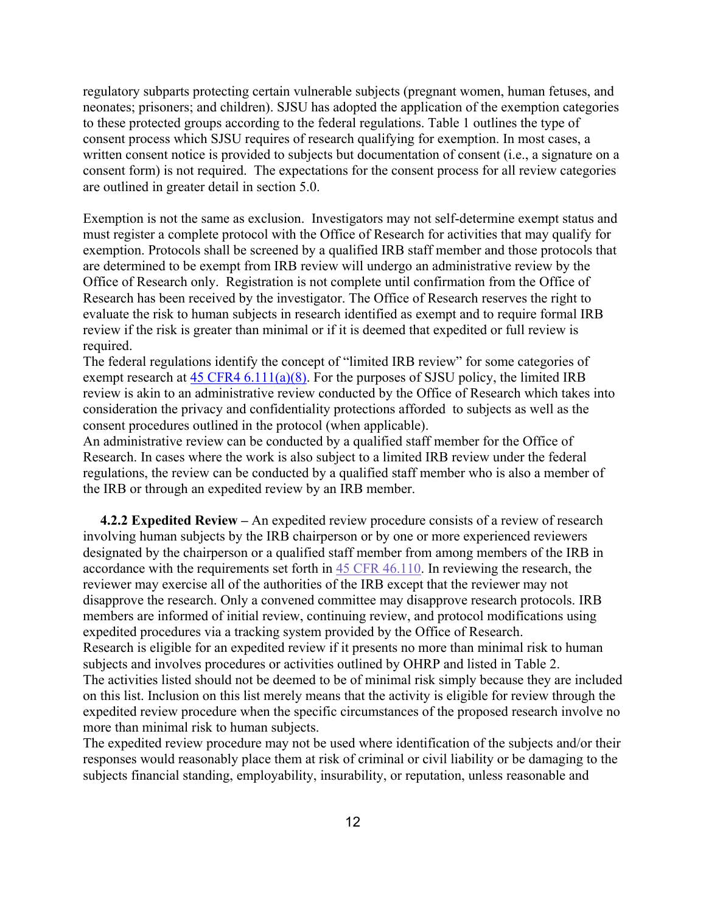regulatory subparts protecting certain vulnerable subjects (pregnant women, human fetuses, and neonates; prisoners; and children). SJSU has adopted the application of the exemption categories to these protected groups according to the federal regulations. Table 1 outlines the type of consent process which SJSU requires of research qualifying for exemption. In most cases, a written consent notice is provided to subjects but documentation of consent (i.e., a signature on a consent form) is not required. The expectations for the consent process for all review categories are outlined in greater detail in section 5.0.

Exemption is not the same as exclusion. Investigators may not self-determine exempt status and must register a complete protocol with the Office of Research for activities that may qualify for exemption. Protocols shall be screened by a qualified IRB staff member and those protocols that are determined to be exempt from IRB review will undergo an administrative review by the Office of Research only. Registration is not complete until confirmation from the Office of Research has been received by the investigator. The Office of Research reserves the right to evaluate the risk to human subjects in research identified as exempt and to require formal IRB review if the risk is greater than minimal or if it is deemed that expedited or full review is required.

The federal regulations identify the concept of "limited IRB review" for some categories of exempt research at 45 CFR4 6.111(a)(8). For the purposes of SJSU policy, the limited IRB review is akin to an administrative review conducted by the Office of Research which takes into consideration the privacy and confidentiality protections afforded to subjects as well as the consent procedures outlined in the protocol (when applicable).

An administrative review can be conducted by a qualified staff member for the Office of Research. In cases where the work is also subject to a limited IRB review under the federal regulations, the review can be conducted by a qualified staff member who is also a member of the IRB or through an expedited review by an IRB member.

**4.2.2 Expedited Review –** An expedited review procedure consists of a review of research involving human subjects by the IRB chairperson or by one or more experienced reviewers designated by the chairperson or a qualified staff member from among members of the IRB in accordance with the requirements set forth in 45 CFR 46.110. In reviewing the research, the reviewer may exercise all of the authorities of the IRB except that the reviewer may not disapprove the research. Only a convened committee may disapprove research protocols. IRB members are informed of initial review, continuing review, and protocol modifications using expedited procedures via a tracking system provided by the Office of Research.

Research is eligible for an expedited review if it presents no more than minimal risk to human subjects and involves procedures or activities outlined by OHRP and listed in Table 2.

The activities listed should not be deemed to be of minimal risk simply because they are included on this list. Inclusion on this list merely means that the activity is eligible for review through the expedited review procedure when the specific circumstances of the proposed research involve no more than minimal risk to human subjects.

The expedited review procedure may not be used where identification of the subjects and/or their responses would reasonably place them at risk of criminal or civil liability or be damaging to the subjects financial standing, employability, insurability, or reputation, unless reasonable and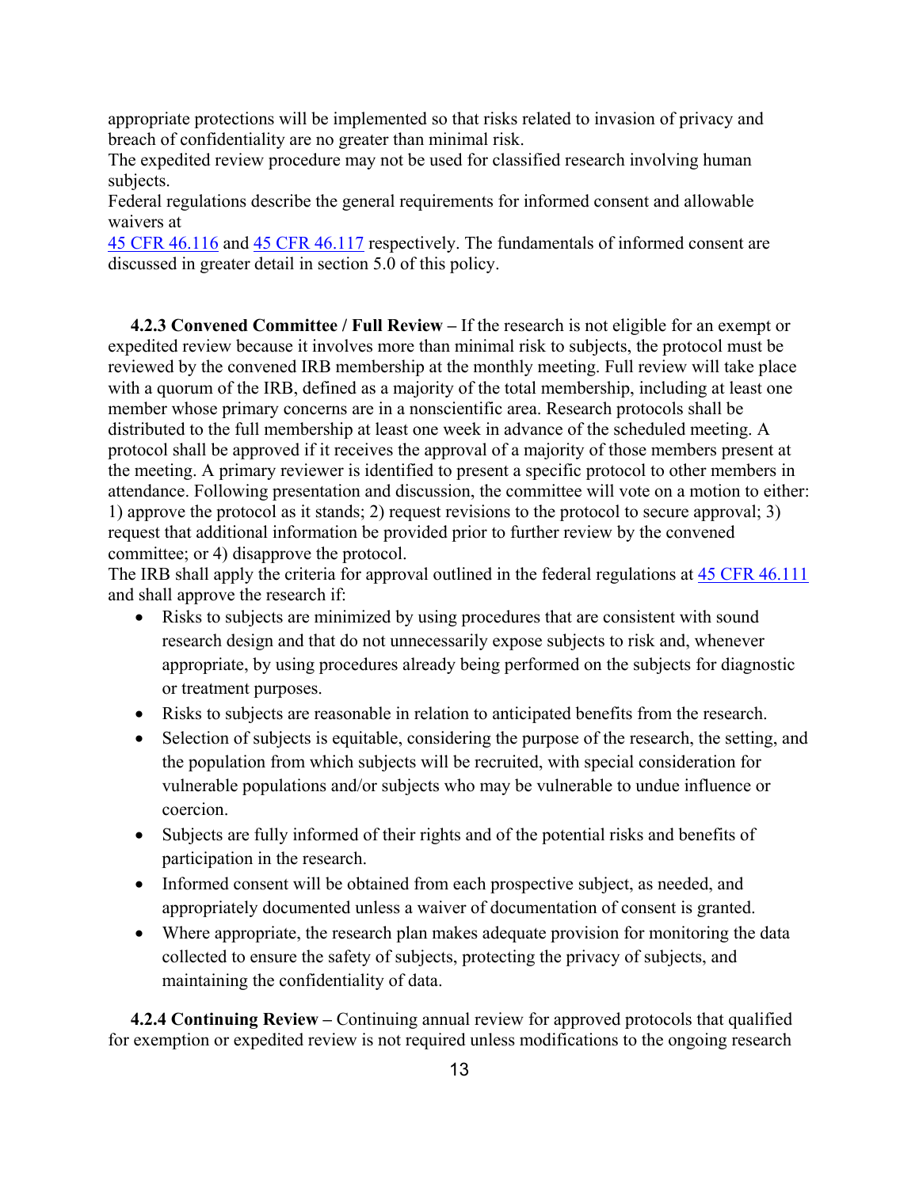appropriate protections will be implemented so that risks related to invasion of privacy and breach of confidentiality are no greater than minimal risk.
The expedited review procedure may not be used for classified research involving human subjects.
Federal regulations describe the general requirements for informed consent and allowable waivers at
45 CFR 46.116 and 45 CFR 46.117 respectively. The fundamentals of informed consent are discussed in greater detail in section 5.0 of this policy.

**4.2.3 Convened Committee / Full Review –** If the research is not eligible for an exempt or expedited review because it involves more than minimal risk to subjects, the protocol must be reviewed by the convened IRB membership at the monthly meeting. Full review will take place with a quorum of the IRB, defined as a majority of the total membership, including at least one member whose primary concerns are in a nonscientific area. Research protocols shall be distributed to the full membership at least one week in advance of the scheduled meeting. A protocol shall be approved if it receives the approval of a majority of those members present at the meeting. A primary reviewer is identified to present a specific protocol to other members in attendance. Following presentation and discussion, the committee will vote on a motion to either: 1) approve the protocol as it stands; 2) request revisions to the protocol to secure approval; 3) request that additional information be provided prior to further review by the convened committee; or 4) disapprove the protocol.
The IRB shall apply the criteria for approval outlined in the federal regulations at 45 CFR 46.111 and shall approve the research if:

- Risks to subjects are minimized by using procedures that are consistent with sound research design and that do not unnecessarily expose subjects to risk and, whenever appropriate, by using procedures already being performed on the subjects for diagnostic or treatment purposes.
- Risks to subjects are reasonable in relation to anticipated benefits from the research.
- Selection of subjects is equitable, considering the purpose of the research, the setting, and the population from which subjects will be recruited, with special consideration for vulnerable populations and/or subjects who may be vulnerable to undue influence or coercion.
- Subjects are fully informed of their rights and of the potential risks and benefits of participation in the research.
- Informed consent will be obtained from each prospective subject, as needed, and appropriately documented unless a waiver of documentation of consent is granted.
- Where appropriate, the research plan makes adequate provision for monitoring the data collected to ensure the safety of subjects, protecting the privacy of subjects, and maintaining the confidentiality of data.

**4.2.4 Continuing Review –** Continuing annual review for approved protocols that qualified for exemption or expedited review is not required unless modifications to the ongoing research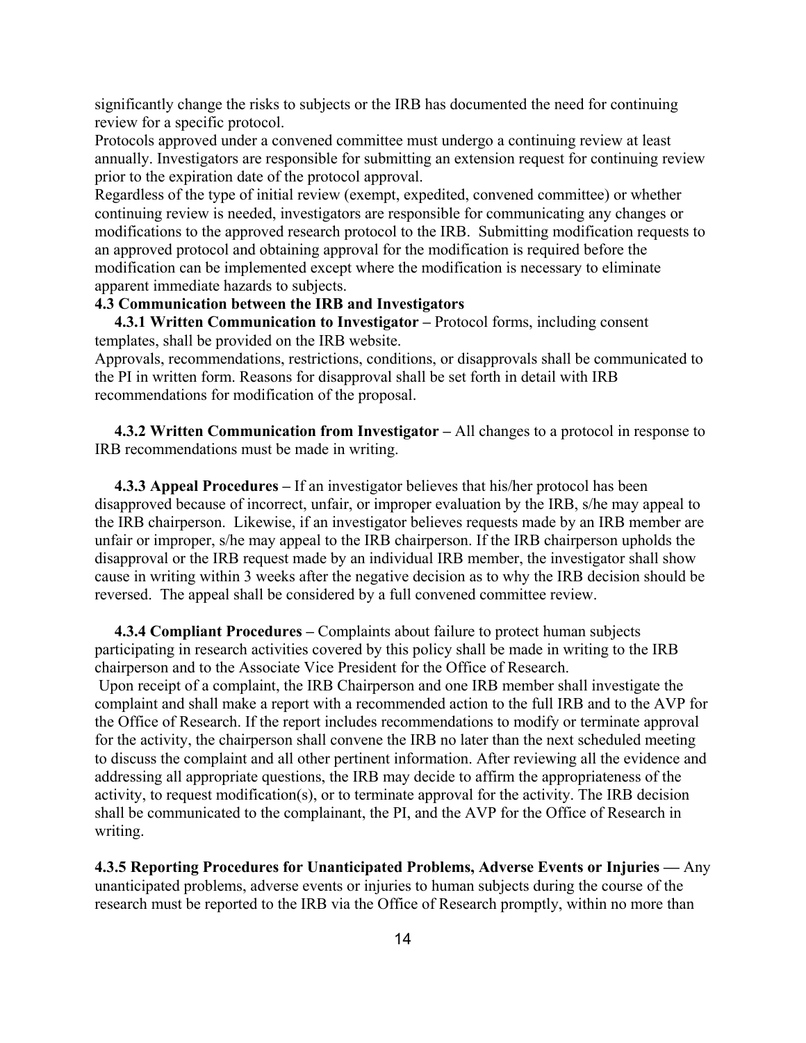significantly change the risks to subjects or the IRB has documented the need for continuing review for a specific protocol.

Protocols approved under a convened committee must undergo a continuing review at least annually. Investigators are responsible for submitting an extension request for continuing review prior to the expiration date of the protocol approval.

Regardless of the type of initial review (exempt, expedited, convened committee) or whether continuing review is needed, investigators are responsible for communicating any changes or modifications to the approved research protocol to the IRB. Submitting modification requests to an approved protocol and obtaining approval for the modification is required before the modification can be implemented except where the modification is necessary to eliminate apparent immediate hazards to subjects.

### 4.3 Communication between the IRB and Investigators

**4.3.1 Written Communication to Investigator –** Protocol forms, including consent templates, shall be provided on the IRB website.

Approvals, recommendations, restrictions, conditions, or disapprovals shall be communicated to the PI in written form. Reasons for disapproval shall be set forth in detail with IRB recommendations for modification of the proposal.

**4.3.2 Written Communication from Investigator –** All changes to a protocol in response to IRB recommendations must be made in writing.

**4.3.3 Appeal Procedures –** If an investigator believes that his/her protocol has been disapproved because of incorrect, unfair, or improper evaluation by the IRB, s/he may appeal to the IRB chairperson. Likewise, if an investigator believes requests made by an IRB member are unfair or improper, s/he may appeal to the IRB chairperson. If the IRB chairperson upholds the disapproval or the IRB request made by an individual IRB member, the investigator shall show cause in writing within 3 weeks after the negative decision as to why the IRB decision should be reversed. The appeal shall be considered by a full convened committee review.

**4.3.4 Compliant Procedures –** Complaints about failure to protect human subjects participating in research activities covered by this policy shall be made in writing to the IRB chairperson and to the Associate Vice President for the Office of Research.

Upon receipt of a complaint, the IRB Chairperson and one IRB member shall investigate the complaint and shall make a report with a recommended action to the full IRB and to the AVP for the Office of Research. If the report includes recommendations to modify or terminate approval for the activity, the chairperson shall convene the IRB no later than the next scheduled meeting to discuss the complaint and all other pertinent information. After reviewing all the evidence and addressing all appropriate questions, the IRB may decide to affirm the appropriateness of the activity, to request modification(s), or to terminate approval for the activity. The IRB decision shall be communicated to the complainant, the PI, and the AVP for the Office of Research in writing.

**4.3.5 Reporting Procedures for Unanticipated Problems, Adverse Events or Injuries —** Any unanticipated problems, adverse events or injuries to human subjects during the course of the research must be reported to the IRB via the Office of Research promptly, within no more than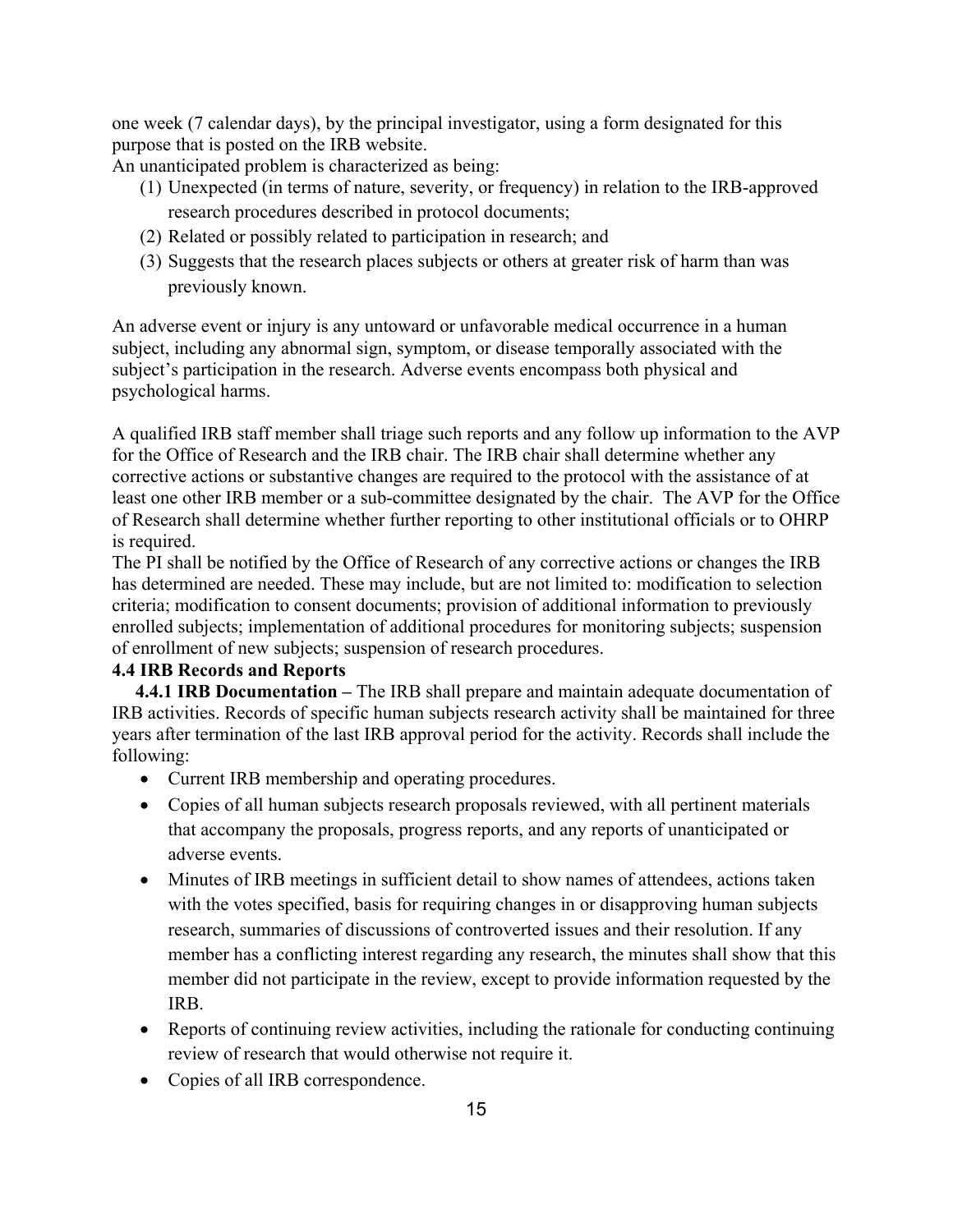one week (7 calendar days), by the principal investigator, using a form designated for this purpose that is posted on the IRB website.

An unanticipated problem is characterized as being:

1. Unexpected (in terms of nature, severity, or frequency) in relation to the IRB-approved research procedures described in protocol documents;
2. Related or possibly related to participation in research; and
3. Suggests that the research places subjects or others at greater risk of harm than was previously known.

An adverse event or injury is any untoward or unfavorable medical occurrence in a human subject, including any abnormal sign, symptom, or disease temporally associated with the subject's participation in the research. Adverse events encompass both physical and psychological harms.

A qualified IRB staff member shall triage such reports and any follow up information to the AVP for the Office of Research and the IRB chair. The IRB chair shall determine whether any corrective actions or substantive changes are required to the protocol with the assistance of at least one other IRB member or a sub-committee designated by the chair. The AVP for the Office of Research shall determine whether further reporting to other institutional officials or to OHRP is required.

The PI shall be notified by the Office of Research of any corrective actions or changes the IRB has determined are needed. These may include, but are not limited to: modification to selection criteria; modification to consent documents; provision of additional information to previously enrolled subjects; implementation of additional procedures for monitoring subjects; suspension of enrollment of new subjects; suspension of research procedures.

### 4.4 IRB Records and Reports

**4.4.1 IRB Documentation –** The IRB shall prepare and maintain adequate documentation of IRB activities. Records of specific human subjects research activity shall be maintained for three years after termination of the last IRB approval period for the activity. Records shall include the following:

- Current IRB membership and operating procedures.
- Copies of all human subjects research proposals reviewed, with all pertinent materials that accompany the proposals, progress reports, and any reports of unanticipated or adverse events.
- Minutes of IRB meetings in sufficient detail to show names of attendees, actions taken with the votes specified, basis for requiring changes in or disapproving human subjects research, summaries of discussions of controverted issues and their resolution. If any member has a conflicting interest regarding any research, the minutes shall show that this member did not participate in the review, except to provide information requested by the IRB.
- Reports of continuing review activities, including the rationale for conducting continuing review of research that would otherwise not require it.
- Copies of all IRB correspondence.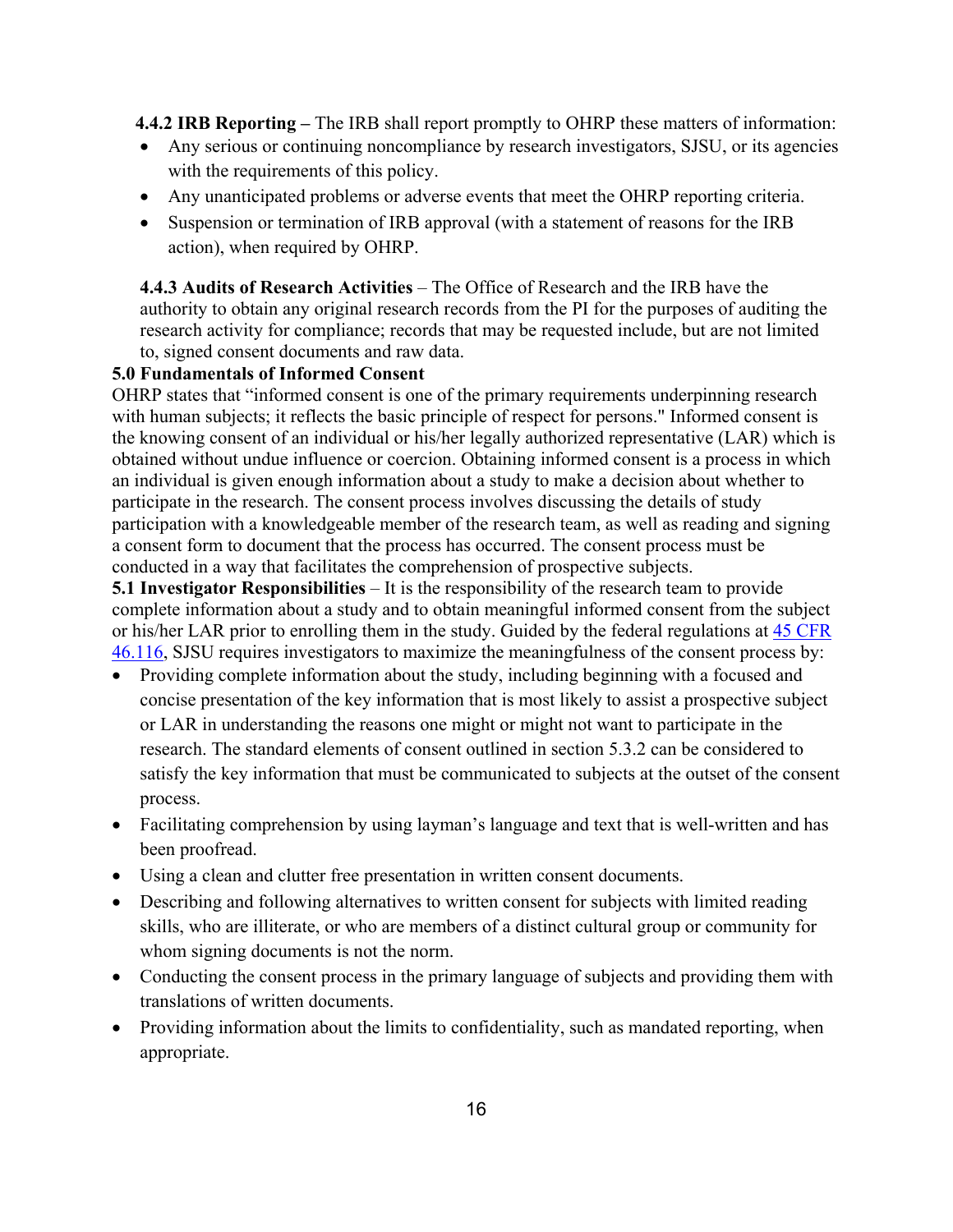**4.4.2 IRB Reporting –** The IRB shall report promptly to OHRP these matters of information:

- Any serious or continuing noncompliance by research investigators, SJSU, or its agencies with the requirements of this policy.
- Any unanticipated problems or adverse events that meet the OHRP reporting criteria.
- Suspension or termination of IRB approval (with a statement of reasons for the IRB action), when required by OHRP.

**4.4.3 Audits of Research Activities** – The Office of Research and the IRB have the authority to obtain any original research records from the PI for the purposes of auditing the research activity for compliance; records that may be requested include, but are not limited to, signed consent documents and raw data.

## 5.0 Fundamentals of Informed Consent

OHRP states that "informed consent is one of the primary requirements underpinning research with human subjects; it reflects the basic principle of respect for persons." Informed consent is the knowing consent of an individual or his/her legally authorized representative (LAR) which is obtained without undue influence or coercion. Obtaining informed consent is a process in which an individual is given enough information about a study to make a decision about whether to participate in the research. The consent process involves discussing the details of study participation with a knowledgeable member of the research team, as well as reading and signing a consent form to document that the process has occurred. The consent process must be conducted in a way that facilitates the comprehension of prospective subjects.

**5.1 Investigator Responsibilities** – It is the responsibility of the research team to provide complete information about a study and to obtain meaningful informed consent from the subject or his/her LAR prior to enrolling them in the study. Guided by the federal regulations at 45 CFR 46.116, SJSU requires investigators to maximize the meaningfulness of the consent process by:

- Providing complete information about the study, including beginning with a focused and concise presentation of the key information that is most likely to assist a prospective subject or LAR in understanding the reasons one might or might not want to participate in the research. The standard elements of consent outlined in section 5.3.2 can be considered to satisfy the key information that must be communicated to subjects at the outset of the consent process.
- Facilitating comprehension by using layman's language and text that is well-written and has been proofread.
- Using a clean and clutter free presentation in written consent documents.
- Describing and following alternatives to written consent for subjects with limited reading skills, who are illiterate, or who are members of a distinct cultural group or community for whom signing documents is not the norm.
- Conducting the consent process in the primary language of subjects and providing them with translations of written documents.
- Providing information about the limits to confidentiality, such as mandated reporting, when appropriate.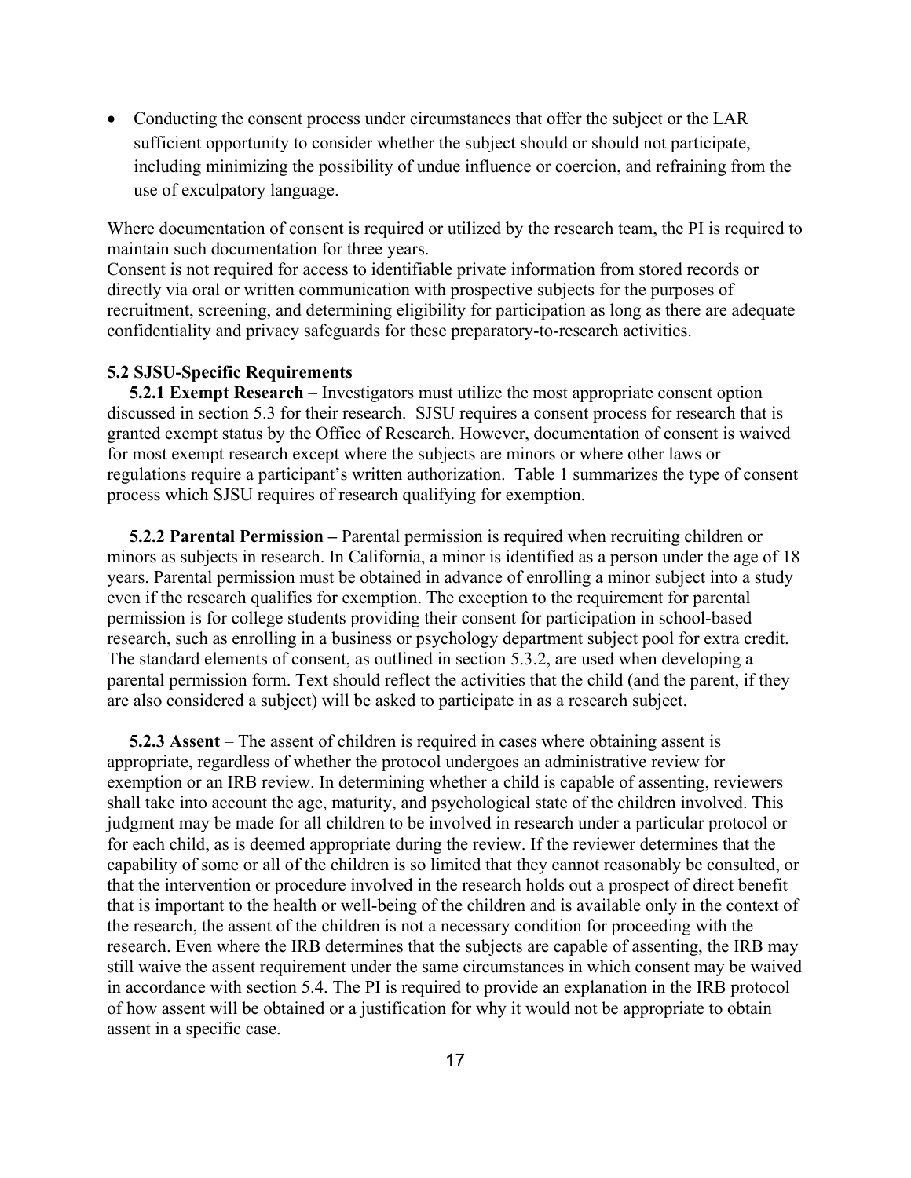- Conducting the consent process under circumstances that offer the subject or the LAR sufficient opportunity to consider whether the subject should or should not participate, including minimizing the possibility of undue influence or coercion, and refraining from the use of exculpatory language.

Where documentation of consent is required or utilized by the research team, the PI is required to maintain such documentation for three years.
Consent is not required for access to identifiable private information from stored records or directly via oral or written communication with prospective subjects for the purposes of recruitment, screening, and determining eligibility for participation as long as there are adequate confidentiality and privacy safeguards for these preparatory-to-research activities.

### 5.2 SJSU-Specific Requirements

**5.2.1 Exempt Research** – Investigators must utilize the most appropriate consent option discussed in section 5.3 for their research. SJSU requires a consent process for research that is granted exempt status by the Office of Research. However, documentation of consent is waived for most exempt research except where the subjects are minors or where other laws or regulations require a participant's written authorization. Table 1 summarizes the type of consent process which SJSU requires of research qualifying for exemption.

**5.2.2 Parental Permission –** Parental permission is required when recruiting children or minors as subjects in research. In California, a minor is identified as a person under the age of 18 years. Parental permission must be obtained in advance of enrolling a minor subject into a study even if the research qualifies for exemption. The exception to the requirement for parental permission is for college students providing their consent for participation in school-based research, such as enrolling in a business or psychology department subject pool for extra credit. The standard elements of consent, as outlined in section 5.3.2, are used when developing a parental permission form. Text should reflect the activities that the child (and the parent, if they are also considered a subject) will be asked to participate in as a research subject.

**5.2.3 Assent** – The assent of children is required in cases where obtaining assent is appropriate, regardless of whether the protocol undergoes an administrative review for exemption or an IRB review. In determining whether a child is capable of assenting, reviewers shall take into account the age, maturity, and psychological state of the children involved. This judgment may be made for all children to be involved in research under a particular protocol or for each child, as is deemed appropriate during the review. If the reviewer determines that the capability of some or all of the children is so limited that they cannot reasonably be consulted, or that the intervention or procedure involved in the research holds out a prospect of direct benefit that is important to the health or well-being of the children and is available only in the context of the research, the assent of the children is not a necessary condition for proceeding with the research. Even where the IRB determines that the subjects are capable of assenting, the IRB may still waive the assent requirement under the same circumstances in which consent may be waived in accordance with section 5.4. The PI is required to provide an explanation in the IRB protocol of how assent will be obtained or a justification for why it would not be appropriate to obtain assent in a specific case.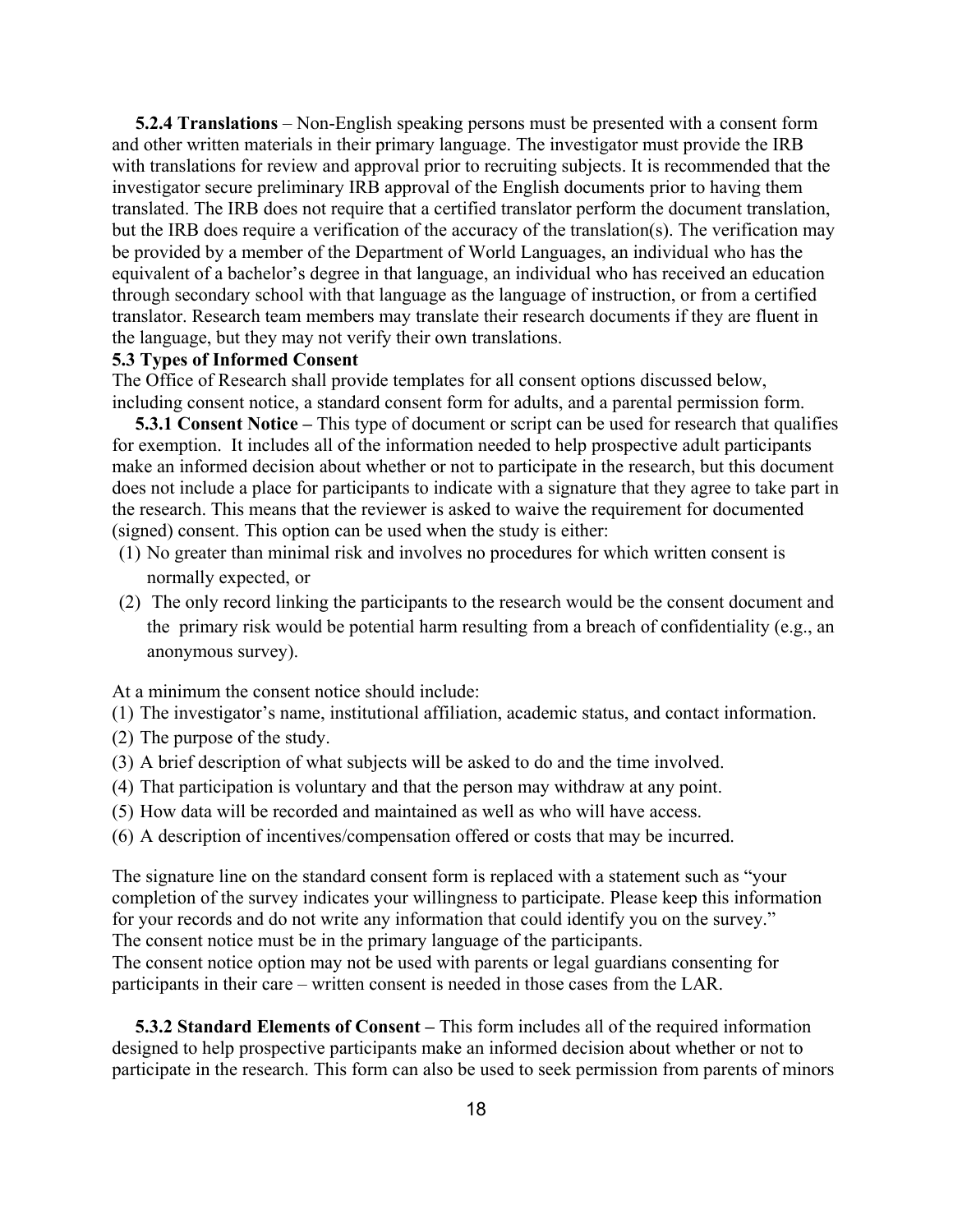**5.2.4 Translations** – Non-English speaking persons must be presented with a consent form and other written materials in their primary language. The investigator must provide the IRB with translations for review and approval prior to recruiting subjects. It is recommended that the investigator secure preliminary IRB approval of the English documents prior to having them translated. The IRB does not require that a certified translator perform the document translation, but the IRB does require a verification of the accuracy of the translation(s). The verification may be provided by a member of the Department of World Languages, an individual who has the equivalent of a bachelor's degree in that language, an individual who has received an education through secondary school with that language as the language of instruction, or from a certified translator. Research team members may translate their research documents if they are fluent in the language, but they may not verify their own translations.

### 5.3 Types of Informed Consent

The Office of Research shall provide templates for all consent options discussed below, including consent notice, a standard consent form for adults, and a parental permission form.

**5.3.1 Consent Notice –** This type of document or script can be used for research that qualifies for exemption. It includes all of the information needed to help prospective adult participants make an informed decision about whether or not to participate in the research, but this document does not include a place for participants to indicate with a signature that they agree to take part in the research. This means that the reviewer is asked to waive the requirement for documented (signed) consent. This option can be used when the study is either:

(1) No greater than minimal risk and involves no procedures for which written consent is normally expected, or

(2) The only record linking the participants to the research would be the consent document and the primary risk would be potential harm resulting from a breach of confidentiality (e.g., an anonymous survey).

At a minimum the consent notice should include:

(1) The investigator's name, institutional affiliation, academic status, and contact information.

(2) The purpose of the study.

(3) A brief description of what subjects will be asked to do and the time involved.

(4) That participation is voluntary and that the person may withdraw at any point.

(5) How data will be recorded and maintained as well as who will have access.

(6) A description of incentives/compensation offered or costs that may be incurred.

The signature line on the standard consent form is replaced with a statement such as "your completion of the survey indicates your willingness to participate. Please keep this information for your records and do not write any information that could identify you on the survey."
The consent notice must be in the primary language of the participants.
The consent notice option may not be used with parents or legal guardians consenting for participants in their care – written consent is needed in those cases from the LAR.

**5.3.2 Standard Elements of Consent –** This form includes all of the required information designed to help prospective participants make an informed decision about whether or not to participate in the research. This form can also be used to seek permission from parents of minors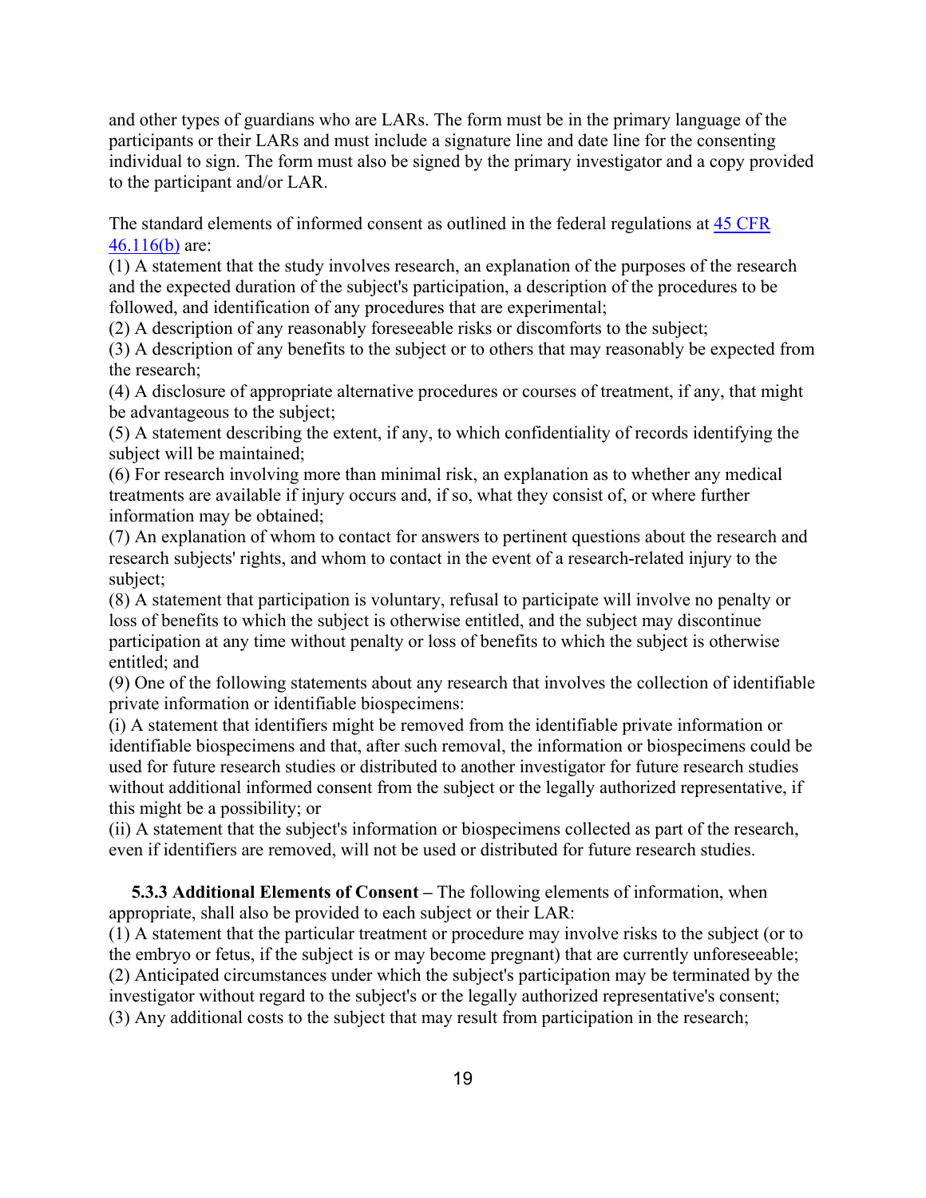and other types of guardians who are LARs. The form must be in the primary language of the participants or their LARs and must include a signature line and date line for the consenting individual to sign. The form must also be signed by the primary investigator and a copy provided to the participant and/or LAR.

The standard elements of informed consent as outlined in the federal regulations at [45 CFR 46.116(b)](#) are:

(1) A statement that the study involves research, an explanation of the purposes of the research and the expected duration of the subject's participation, a description of the procedures to be followed, and identification of any procedures that are experimental;

(2) A description of any reasonably foreseeable risks or discomforts to the subject;

(3) A description of any benefits to the subject or to others that may reasonably be expected from the research;

(4) A disclosure of appropriate alternative procedures or courses of treatment, if any, that might be advantageous to the subject;

(5) A statement describing the extent, if any, to which confidentiality of records identifying the subject will be maintained;

(6) For research involving more than minimal risk, an explanation as to whether any medical treatments are available if injury occurs and, if so, what they consist of, or where further information may be obtained;

(7) An explanation of whom to contact for answers to pertinent questions about the research and research subjects' rights, and whom to contact in the event of a research-related injury to the subject;

(8) A statement that participation is voluntary, refusal to participate will involve no penalty or loss of benefits to which the subject is otherwise entitled, and the subject may discontinue participation at any time without penalty or loss of benefits to which the subject is otherwise entitled; and

(9) One of the following statements about any research that involves the collection of identifiable private information or identifiable biospecimens:

(i) A statement that identifiers might be removed from the identifiable private information or identifiable biospecimens and that, after such removal, the information or biospecimens could be used for future research studies or distributed to another investigator for future research studies without additional informed consent from the subject or the legally authorized representative, if this might be a possibility; or

(ii) A statement that the subject's information or biospecimens collected as part of the research, even if identifiers are removed, will not be used or distributed for future research studies.

**5.3.3 Additional Elements of Consent –** The following elements of information, when appropriate, shall also be provided to each subject or their LAR:

(1) A statement that the particular treatment or procedure may involve risks to the subject (or to the embryo or fetus, if the subject is or may become pregnant) that are currently unforeseeable;

(2) Anticipated circumstances under which the subject's participation may be terminated by the investigator without regard to the subject's or the legally authorized representative's consent;

(3) Any additional costs to the subject that may result from participation in the research;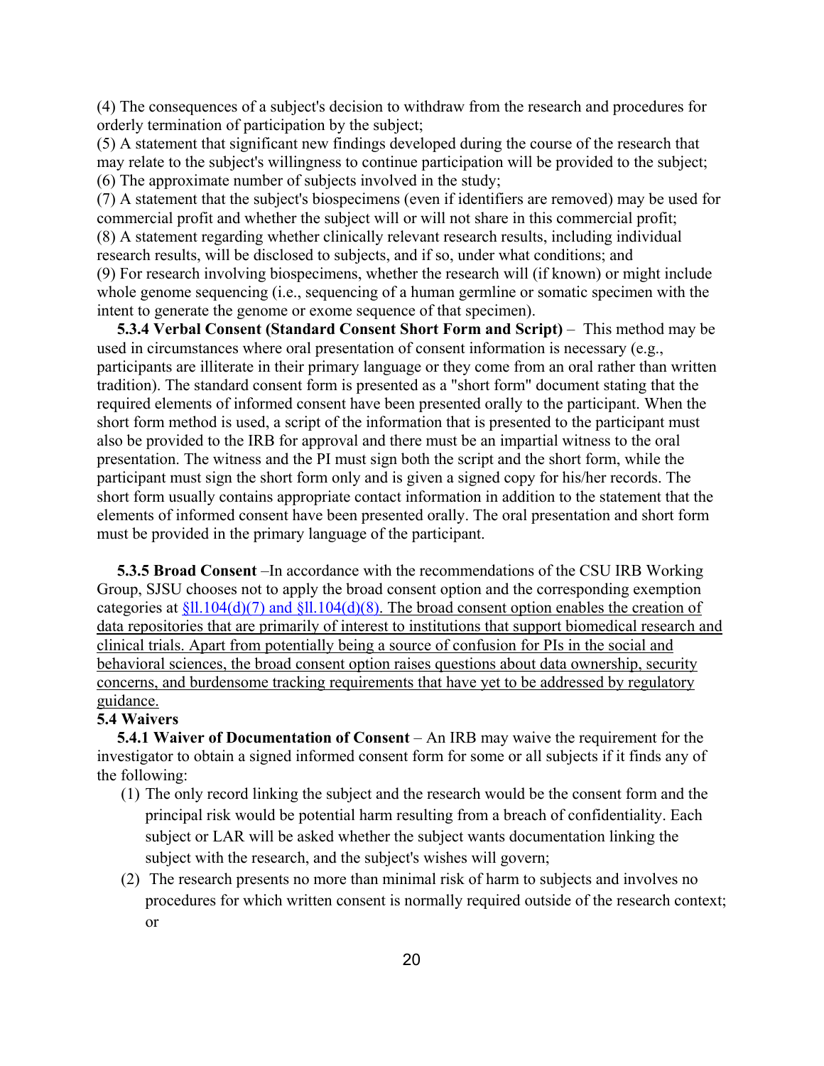(4) The consequences of a subject's decision to withdraw from the research and procedures for orderly termination of participation by the subject;
(5) A statement that significant new findings developed during the course of the research that may relate to the subject's willingness to continue participation will be provided to the subject;
(6) The approximate number of subjects involved in the study;
(7) A statement that the subject's biospecimens (even if identifiers are removed) may be used for commercial profit and whether the subject will or will not share in this commercial profit;
(8) A statement regarding whether clinically relevant research results, including individual research results, will be disclosed to subjects, and if so, under what conditions; and
(9) For research involving biospecimens, whether the research will (if known) or might include whole genome sequencing (i.e., sequencing of a human germline or somatic specimen with the intent to generate the genome or exome sequence of that specimen).

**5.3.4 Verbal Consent (Standard Consent Short Form and Script)** – This method may be used in circumstances where oral presentation of consent information is necessary (e.g., participants are illiterate in their primary language or they come from an oral rather than written tradition). The standard consent form is presented as a "short form" document stating that the required elements of informed consent have been presented orally to the participant. When the short form method is used, a script of the information that is presented to the participant must also be provided to the IRB for approval and there must be an impartial witness to the oral presentation. The witness and the PI must sign both the script and the short form, while the participant must sign the short form only and is given a signed copy for his/her records. The short form usually contains appropriate contact information in addition to the statement that the elements of informed consent have been presented orally. The oral presentation and short form must be provided in the primary language of the participant.

**5.3.5 Broad Consent** –In accordance with the recommendations of the CSU IRB Working Group, SJSU chooses not to apply the broad consent option and the corresponding exemption categories at §ll.104(d)(7) and §ll.104(d)(8). The broad consent option enables the creation of data repositories that are primarily of interest to institutions that support biomedical research and clinical trials. Apart from potentially being a source of confusion for PIs in the social and behavioral sciences, the broad consent option raises questions about data ownership, security concerns, and burdensome tracking requirements that have yet to be addressed by regulatory guidance.

**5.4 Waivers**

**5.4.1 Waiver of Documentation of Consent** – An IRB may waive the requirement for the investigator to obtain a signed informed consent form for some or all subjects if it finds any of the following:

(1) The only record linking the subject and the research would be the consent form and the principal risk would be potential harm resulting from a breach of confidentiality. Each subject or LAR will be asked whether the subject wants documentation linking the subject with the research, and the subject's wishes will govern;

(2) The research presents no more than minimal risk of harm to subjects and involves no procedures for which written consent is normally required outside of the research context; or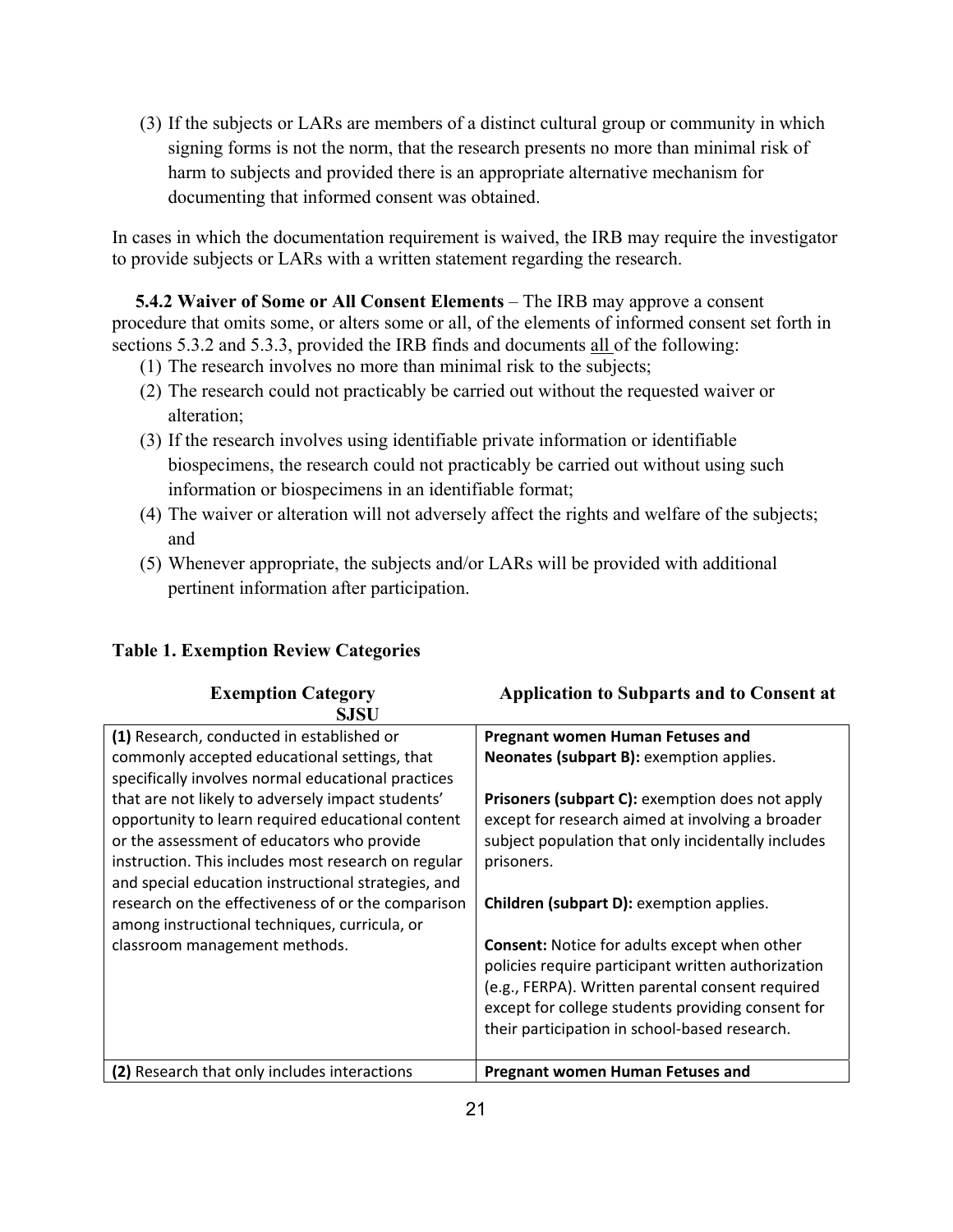(3) If the subjects or LARs are members of a distinct cultural group or community in which signing forms is not the norm, that the research presents no more than minimal risk of harm to subjects and provided there is an appropriate alternative mechanism for documenting that informed consent was obtained.

In cases in which the documentation requirement is waived, the IRB may require the investigator to provide subjects or LARs with a written statement regarding the research.

**5.4.2 Waiver of Some or All Consent Elements** – The IRB may approve a consent procedure that omits some, or alters some or all, of the elements of informed consent set forth in sections 5.3.2 and 5.3.3, provided the IRB finds and documents all of the following:

(1) The research involves no more than minimal risk to the subjects;
(2) The research could not practicably be carried out without the requested waiver or alteration;
(3) If the research involves using identifiable private information or identifiable biospecimens, the research could not practicably be carried out without using such information or biospecimens in an identifiable format;
(4) The waiver or alteration will not adversely affect the rights and welfare of the subjects; and
(5) Whenever appropriate, the subjects and/or LARs will be provided with additional pertinent information after participation.

**Table 1. Exemption Review Categories**

| Exemption Category | Application to Subparts and to Consent at SJSU |
|---|---|
| **(1)** Research, conducted in established or commonly accepted educational settings, that specifically involves normal educational practices that are not likely to adversely impact students' opportunity to learn required educational content or the assessment of educators who provide instruction. This includes most research on regular and special education instructional strategies, and research on the effectiveness of or the comparison among instructional techniques, curricula, or classroom management methods. | **Pregnant women Human Fetuses and Neonates (subpart B):** exemption applies.<br><br>**Prisoners (subpart C):** exemption does not apply except for research aimed at involving a broader subject population that only incidentally includes prisoners.<br><br>**Children (subpart D):** exemption applies.<br><br>**Consent:** Notice for adults except when other policies require participant written authorization (e.g., FERPA). Written parental consent required except for college students providing consent for their participation in school-based research. |
| **(2)** Research that only includes interactions | **Pregnant women Human Fetuses and** |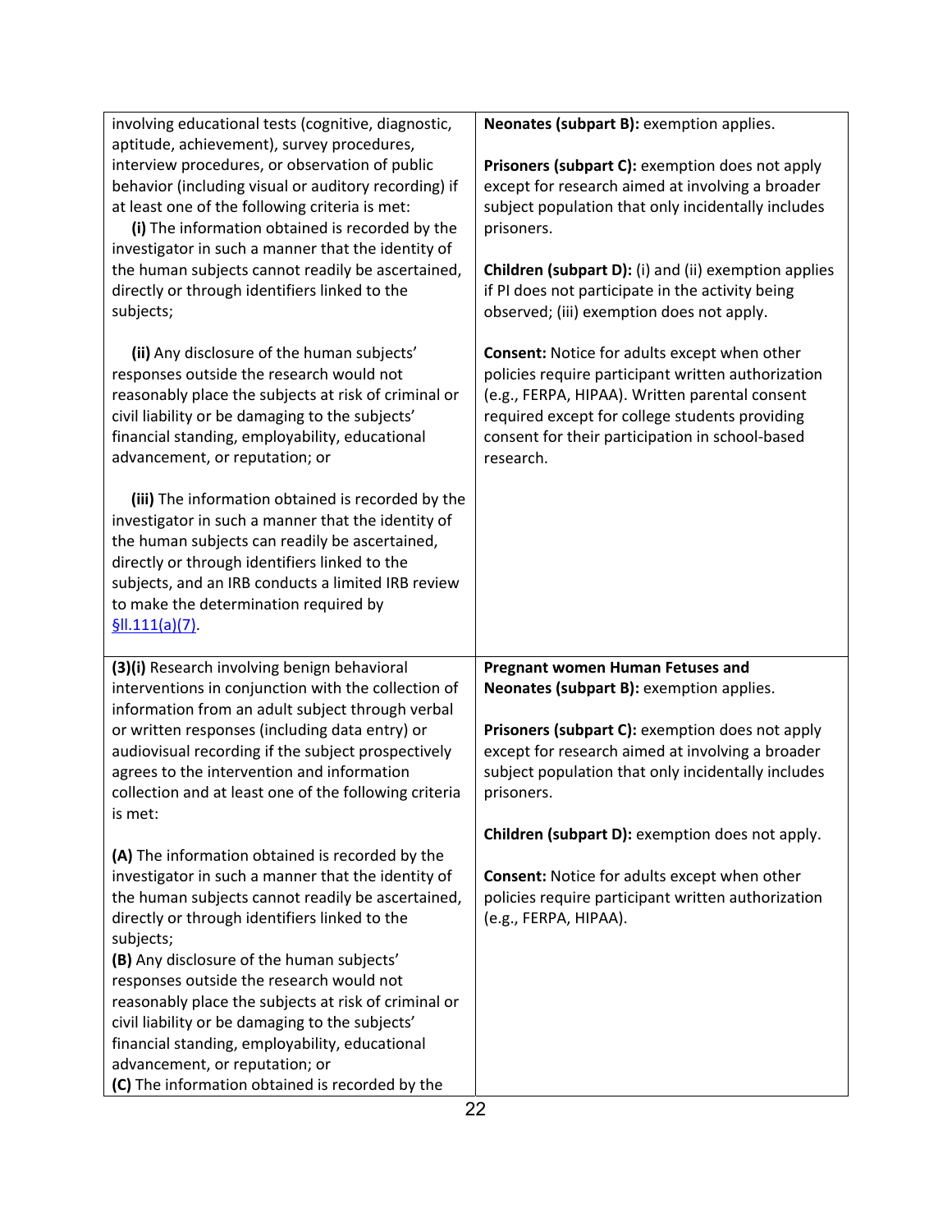| | |
|---|---|
| involving educational tests (cognitive, diagnostic, aptitude, achievement), survey procedures, interview procedures, or observation of public behavior (including visual or auditory recording) if at least one of the following criteria is met:<br><br>**(i)** The information obtained is recorded by the investigator in such a manner that the identity of the human subjects cannot readily be ascertained, directly or through identifiers linked to the subjects;<br><br>**(ii)** Any disclosure of the human subjects' responses outside the research would not reasonably place the subjects at risk of criminal or civil liability or be damaging to the subjects' financial standing, employability, educational advancement, or reputation; or<br><br>**(iii)** The information obtained is recorded by the investigator in such a manner that the identity of the human subjects can readily be ascertained, directly or through identifiers linked to the subjects, and an IRB conducts a limited IRB review to make the determination required by §ll.111(a)(7). | **Neonates (subpart B):** exemption applies.<br><br>**Prisoners (subpart C):** exemption does not apply except for research aimed at involving a broader subject population that only incidentally includes prisoners.<br><br>**Children (subpart D):** (i) and (ii) exemption applies if PI does not participate in the activity being observed; (iii) exemption does not apply.<br><br>**Consent:** Notice for adults except when other policies require participant written authorization (e.g., FERPA, HIPAA). Written parental consent required except for college students providing consent for their participation in school-based research. |
| **(3)(i)** Research involving benign behavioral interventions in conjunction with the collection of information from an adult subject through verbal or written responses (including data entry) or audiovisual recording if the subject prospectively agrees to the intervention and information collection and at least one of the following criteria is met:<br><br>**(A)** The information obtained is recorded by the investigator in such a manner that the identity of the human subjects cannot readily be ascertained, directly or through identifiers linked to the subjects;<br>**(B)** Any disclosure of the human subjects' responses outside the research would not reasonably place the subjects at risk of criminal or civil liability or be damaging to the subjects' financial standing, employability, educational advancement, or reputation; or<br>**(C)** The information obtained is recorded by the | **Pregnant women Human Fetuses and Neonates (subpart B):** exemption applies.<br><br>**Prisoners (subpart C):** exemption does not apply except for research aimed at involving a broader subject population that only incidentally includes prisoners.<br><br>**Children (subpart D):** exemption does not apply.<br><br>**Consent:** Notice for adults except when other policies require participant written authorization (e.g., FERPA, HIPAA). |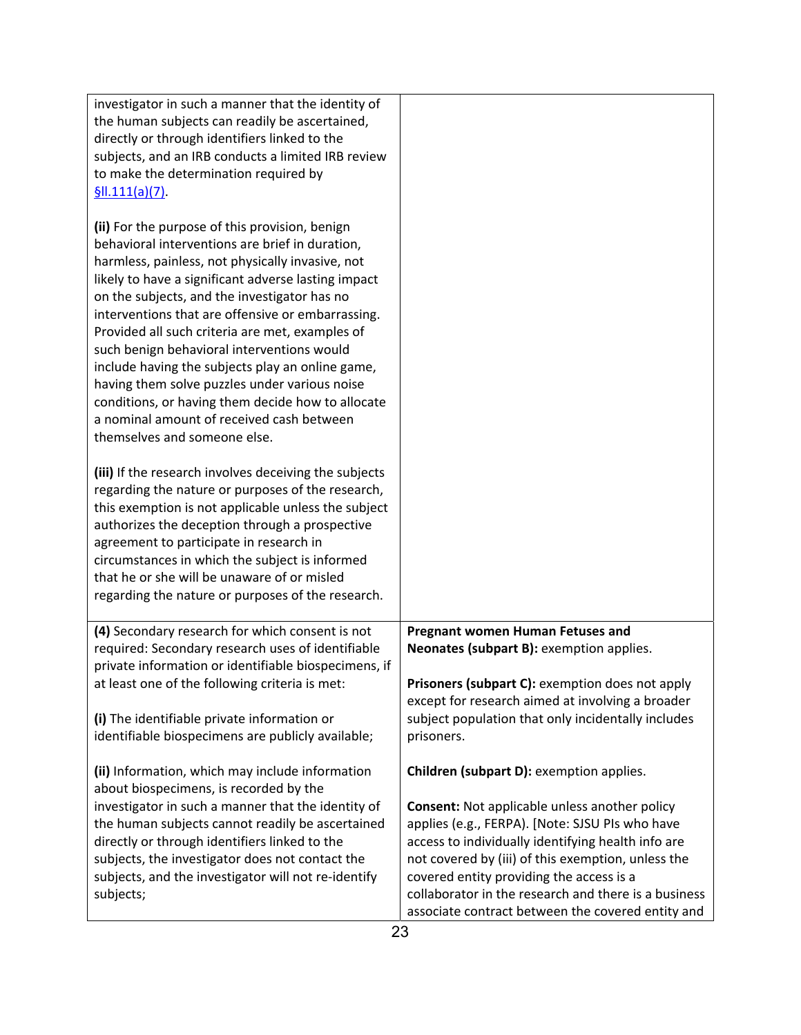| | |
|---|---|
| investigator in such a manner that the identity of the human subjects can readily be ascertained, directly or through identifiers linked to the subjects, and an IRB conducts a limited IRB review to make the determination required by §ll.111(a)(7).<br><br>**(ii)** For the purpose of this provision, benign behavioral interventions are brief in duration, harmless, painless, not physically invasive, not likely to have a significant adverse lasting impact on the subjects, and the investigator has no interventions that are offensive or embarrassing. Provided all such criteria are met, examples of such benign behavioral interventions would include having the subjects play an online game, having them solve puzzles under various noise conditions, or having them decide how to allocate a nominal amount of received cash between themselves and someone else.<br><br>**(iii)** If the research involves deceiving the subjects regarding the nature or purposes of the research, this exemption is not applicable unless the subject authorizes the deception through a prospective agreement to participate in research in circumstances in which the subject is informed that he or she will be unaware of or misled regarding the nature or purposes of the research. | |
| **(4)** Secondary research for which consent is not required: Secondary research uses of identifiable private information or identifiable biospecimens, if at least one of the following criteria is met:<br><br>**(i)** The identifiable private information or identifiable biospecimens are publicly available;<br><br>**(ii)** Information, which may include information about biospecimens, is recorded by the investigator in such a manner that the identity of the human subjects cannot readily be ascertained directly or through identifiers linked to the subjects, the investigator does not contact the subjects, and the investigator will not re-identify subjects; | **Pregnant women Human Fetuses and Neonates (subpart B):** exemption applies.<br><br>**Prisoners (subpart C):** exemption does not apply except for research aimed at involving a broader subject population that only incidentally includes prisoners.<br><br>**Children (subpart D):** exemption applies.<br><br>**Consent:** Not applicable unless another policy applies (e.g., FERPA). [Note: SJSU PIs who have access to individually identifying health info are not covered by (iii) of this exemption, unless the covered entity providing the access is a collaborator in the research and there is a business associate contract between the covered entity and |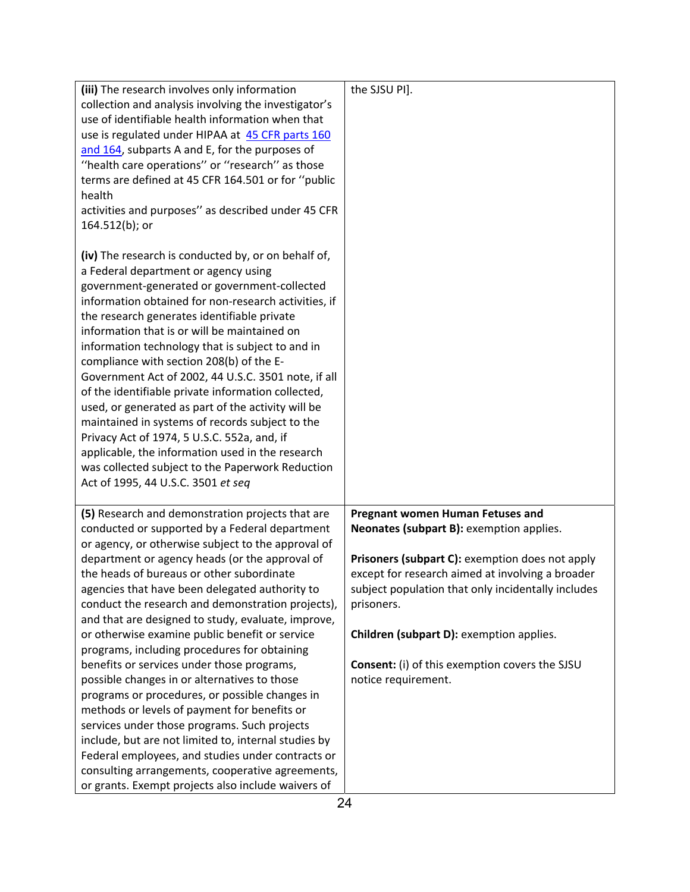| | |
|---|---|
| **(iii)** The research involves only information collection and analysis involving the investigator's use of identifiable health information when that use is regulated under HIPAA at 45 CFR parts 160 and 164, subparts A and E, for the purposes of ''health care operations'' or ''research'' as those terms are defined at 45 CFR 164.501 or for ''public health activities and purposes'' as described under 45 CFR 164.512(b); or<br><br>**(iv)** The research is conducted by, or on behalf of, a Federal department or agency using government-generated or government-collected information obtained for non-research activities, if the research generates identifiable private information that is or will be maintained on information technology that is subject to and in compliance with section 208(b) of the E-Government Act of 2002, 44 U.S.C. 3501 note, if all of the identifiable private information collected, used, or generated as part of the activity will be maintained in systems of records subject to the Privacy Act of 1974, 5 U.S.C. 552a, and, if applicable, the information used in the research was collected subject to the Paperwork Reduction Act of 1995, 44 U.S.C. 3501 *et seq* | the SJSU PI]. |
| **(5)** Research and demonstration projects that are conducted or supported by a Federal department or agency, or otherwise subject to the approval of department or agency heads (or the approval of the heads of bureaus or other subordinate agencies that have been delegated authority to conduct the research and demonstration projects), and that are designed to study, evaluate, improve, or otherwise examine public benefit or service programs, including procedures for obtaining benefits or services under those programs, possible changes in or alternatives to those programs or procedures, or possible changes in methods or levels of payment for benefits or services under those programs. Such projects include, but are not limited to, internal studies by Federal employees, and studies under contracts or consulting arrangements, cooperative agreements, or grants. Exempt projects also include waivers of | **Pregnant women Human Fetuses and Neonates (subpart B):** exemption applies.<br><br>**Prisoners (subpart C):** exemption does not apply except for research aimed at involving a broader subject population that only incidentally includes prisoners.<br><br>**Children (subpart D):** exemption applies.<br><br>**Consent:** (i) of this exemption covers the SJSU notice requirement. |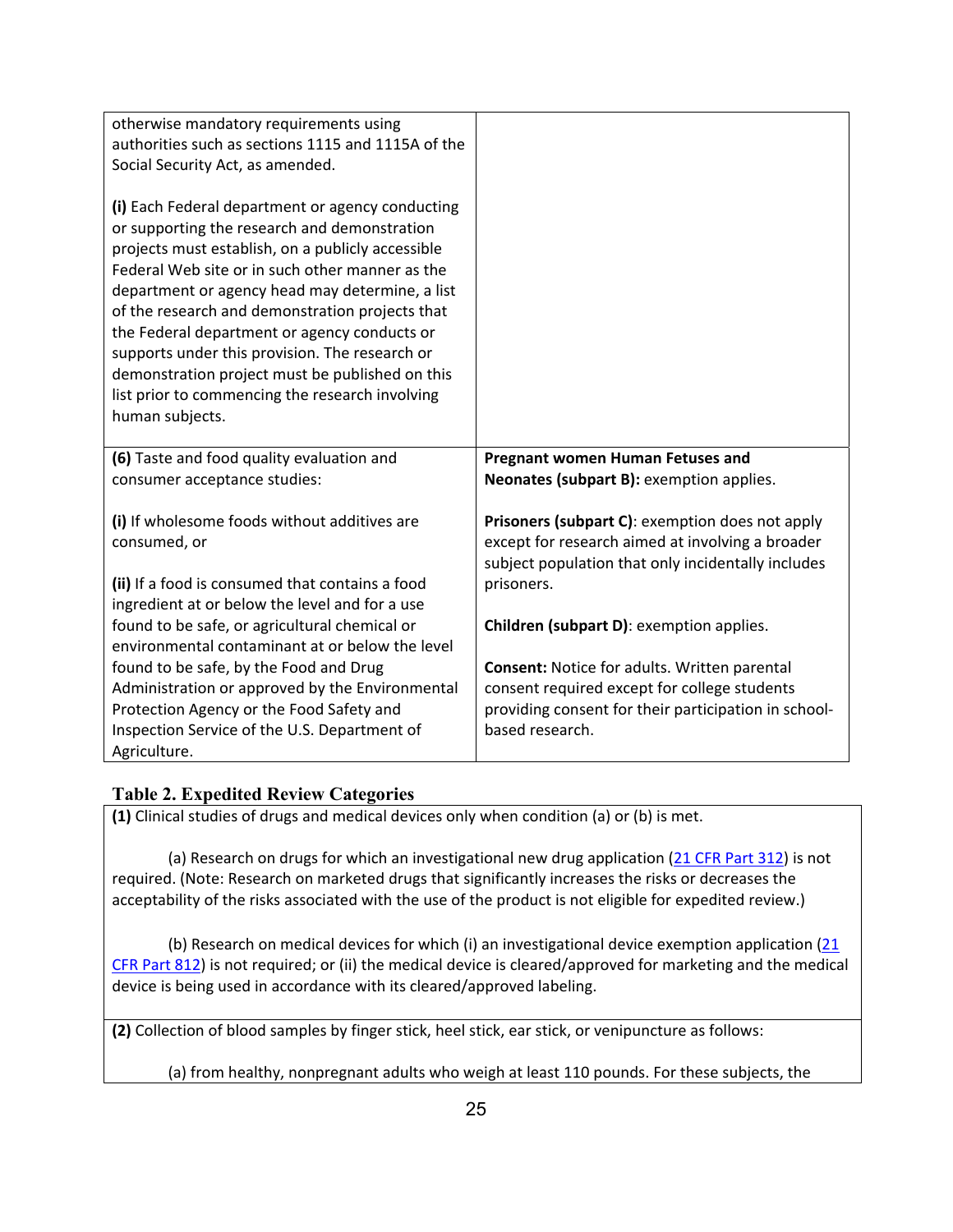| | |
|---|---|
| otherwise mandatory requirements using authorities such as sections 1115 and 1115A of the Social Security Act, as amended.<br><br>**(i)** Each Federal department or agency conducting or supporting the research and demonstration projects must establish, on a publicly accessible Federal Web site or in such other manner as the department or agency head may determine, a list of the research and demonstration projects that the Federal department or agency conducts or supports under this provision. The research or demonstration project must be published on this list prior to commencing the research involving human subjects. | |
| **(6)** Taste and food quality evaluation and consumer acceptance studies:<br><br>**(i)** If wholesome foods without additives are consumed, or<br><br>**(ii)** If a food is consumed that contains a food ingredient at or below the level and for a use found to be safe, or agricultural chemical or environmental contaminant at or below the level found to be safe, by the Food and Drug Administration or approved by the Environmental Protection Agency or the Food Safety and Inspection Service of the U.S. Department of Agriculture. | **Pregnant women Human Fetuses and Neonates (subpart B):** exemption applies.<br><br>**Prisoners (subpart C)**: exemption does not apply except for research aimed at involving a broader subject population that only incidentally includes prisoners.<br><br>**Children (subpart D)**: exemption applies.<br><br>**Consent:** Notice for adults. Written parental consent required except for college students providing consent for their participation in school-based research. |

**Table 2. Expedited Review Categories**

| |
|---|
| **(1)** Clinical studies of drugs and medical devices only when condition (a) or (b) is met.<br><br>(a) Research on drugs for which an investigational new drug application (21 CFR Part 312) is not required. (Note: Research on marketed drugs that significantly increases the risks or decreases the acceptability of the risks associated with the use of the product is not eligible for expedited review.)<br><br>(b) Research on medical devices for which (i) an investigational device exemption application (21 CFR Part 812) is not required; or (ii) the medical device is cleared/approved for marketing and the medical device is being used in accordance with its cleared/approved labeling. |
| **(2)** Collection of blood samples by finger stick, heel stick, ear stick, or venipuncture as follows:<br><br>(a) from healthy, nonpregnant adults who weigh at least 110 pounds. For these subjects, the |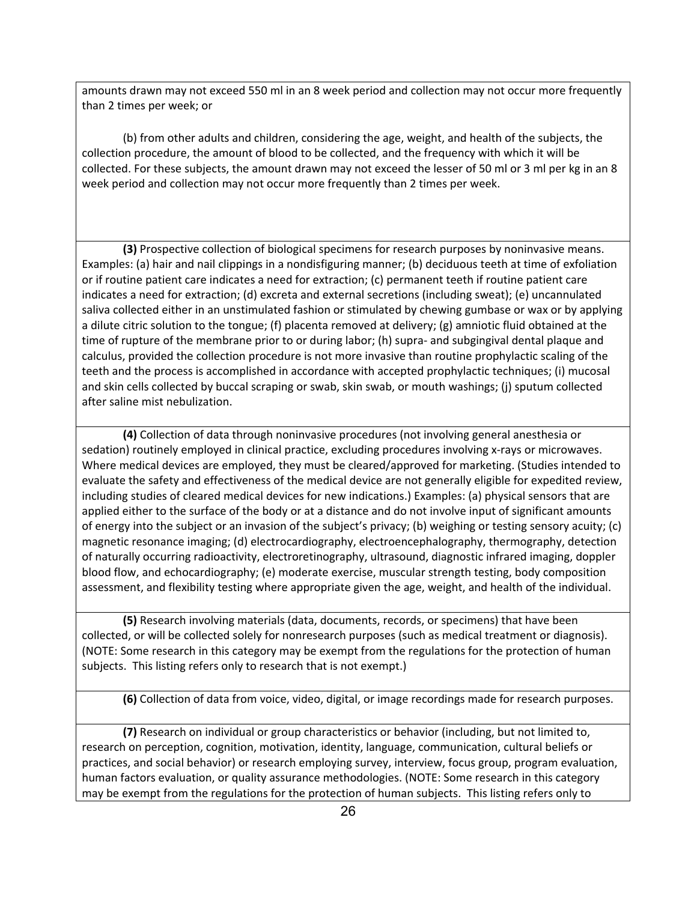amounts drawn may not exceed 550 ml in an 8 week period and collection may not occur more frequently than 2 times per week; or

(b) from other adults and children, considering the age, weight, and health of the subjects, the collection procedure, the amount of blood to be collected, and the frequency with which it will be collected. For these subjects, the amount drawn may not exceed the lesser of 50 ml or 3 ml per kg in an 8 week period and collection may not occur more frequently than 2 times per week.

**(3)** Prospective collection of biological specimens for research purposes by noninvasive means. Examples: (a) hair and nail clippings in a nondisfiguring manner; (b) deciduous teeth at time of exfoliation or if routine patient care indicates a need for extraction; (c) permanent teeth if routine patient care indicates a need for extraction; (d) excreta and external secretions (including sweat); (e) uncannulated saliva collected either in an unstimulated fashion or stimulated by chewing gumbase or wax or by applying a dilute citric solution to the tongue; (f) placenta removed at delivery; (g) amniotic fluid obtained at the time of rupture of the membrane prior to or during labor; (h) supra- and subgingival dental plaque and calculus, provided the collection procedure is not more invasive than routine prophylactic scaling of the teeth and the process is accomplished in accordance with accepted prophylactic techniques; (i) mucosal and skin cells collected by buccal scraping or swab, skin swab, or mouth washings; (j) sputum collected after saline mist nebulization.

**(4)** Collection of data through noninvasive procedures (not involving general anesthesia or sedation) routinely employed in clinical practice, excluding procedures involving x-rays or microwaves. Where medical devices are employed, they must be cleared/approved for marketing. (Studies intended to evaluate the safety and effectiveness of the medical device are not generally eligible for expedited review, including studies of cleared medical devices for new indications.) Examples: (a) physical sensors that are applied either to the surface of the body or at a distance and do not involve input of significant amounts of energy into the subject or an invasion of the subject's privacy; (b) weighing or testing sensory acuity; (c) magnetic resonance imaging; (d) electrocardiography, electroencephalography, thermography, detection of naturally occurring radioactivity, electroretinography, ultrasound, diagnostic infrared imaging, doppler blood flow, and echocardiography; (e) moderate exercise, muscular strength testing, body composition assessment, and flexibility testing where appropriate given the age, weight, and health of the individual.

**(5)** Research involving materials (data, documents, records, or specimens) that have been collected, or will be collected solely for nonresearch purposes (such as medical treatment or diagnosis). (NOTE: Some research in this category may be exempt from the regulations for the protection of human subjects. This listing refers only to research that is not exempt.)

**(6)** Collection of data from voice, video, digital, or image recordings made for research purposes.

**(7)** Research on individual or group characteristics or behavior (including, but not limited to, research on perception, cognition, motivation, identity, language, communication, cultural beliefs or practices, and social behavior) or research employing survey, interview, focus group, program evaluation, human factors evaluation, or quality assurance methodologies. (NOTE: Some research in this category may be exempt from the regulations for the protection of human subjects. This listing refers only to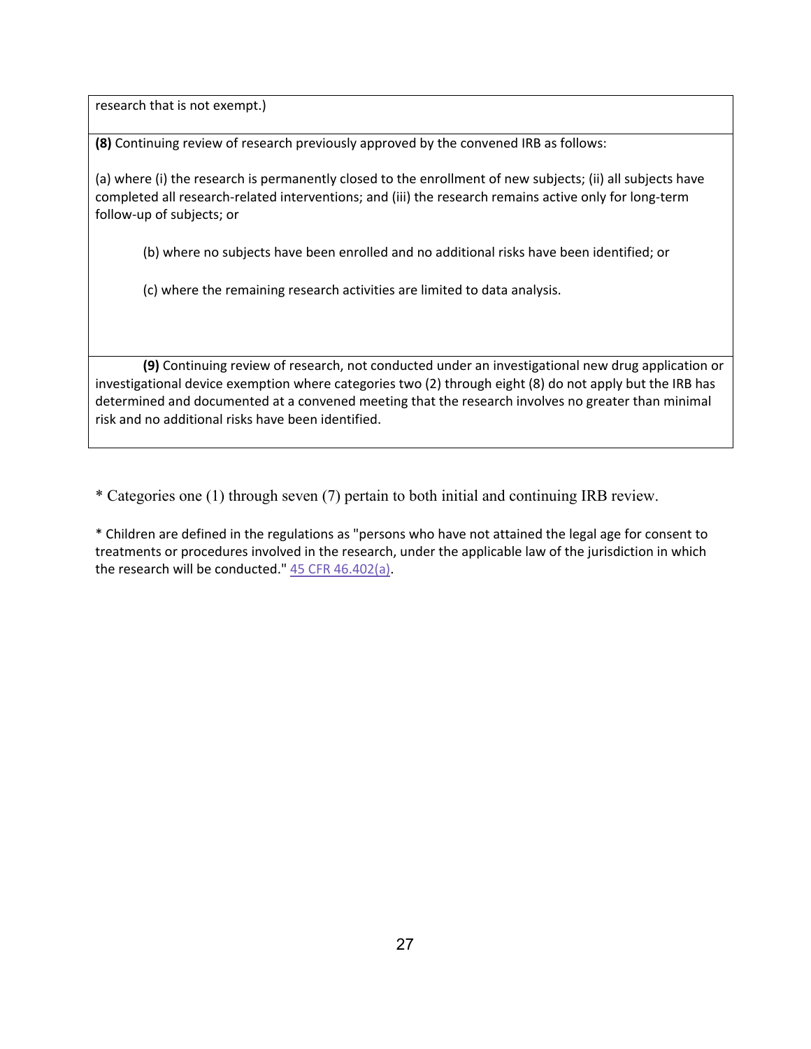research that is not exempt.)

**(8)** Continuing review of research previously approved by the convened IRB as follows:

(a) where (i) the research is permanently closed to the enrollment of new subjects; (ii) all subjects have completed all research-related interventions; and (iii) the research remains active only for long-term follow-up of subjects; or

(b) where no subjects have been enrolled and no additional risks have been identified; or

(c) where the remaining research activities are limited to data analysis.

**(9)** Continuing review of research, not conducted under an investigational new drug application or investigational device exemption where categories two (2) through eight (8) do not apply but the IRB has determined and documented at a convened meeting that the research involves no greater than minimal risk and no additional risks have been identified.

* Categories one (1) through seven (7) pertain to both initial and continuing IRB review.

* Children are defined in the regulations as "persons who have not attained the legal age for consent to treatments or procedures involved in the research, under the applicable law of the jurisdiction in which the research will be conducted." 45 CFR 46.402(a).